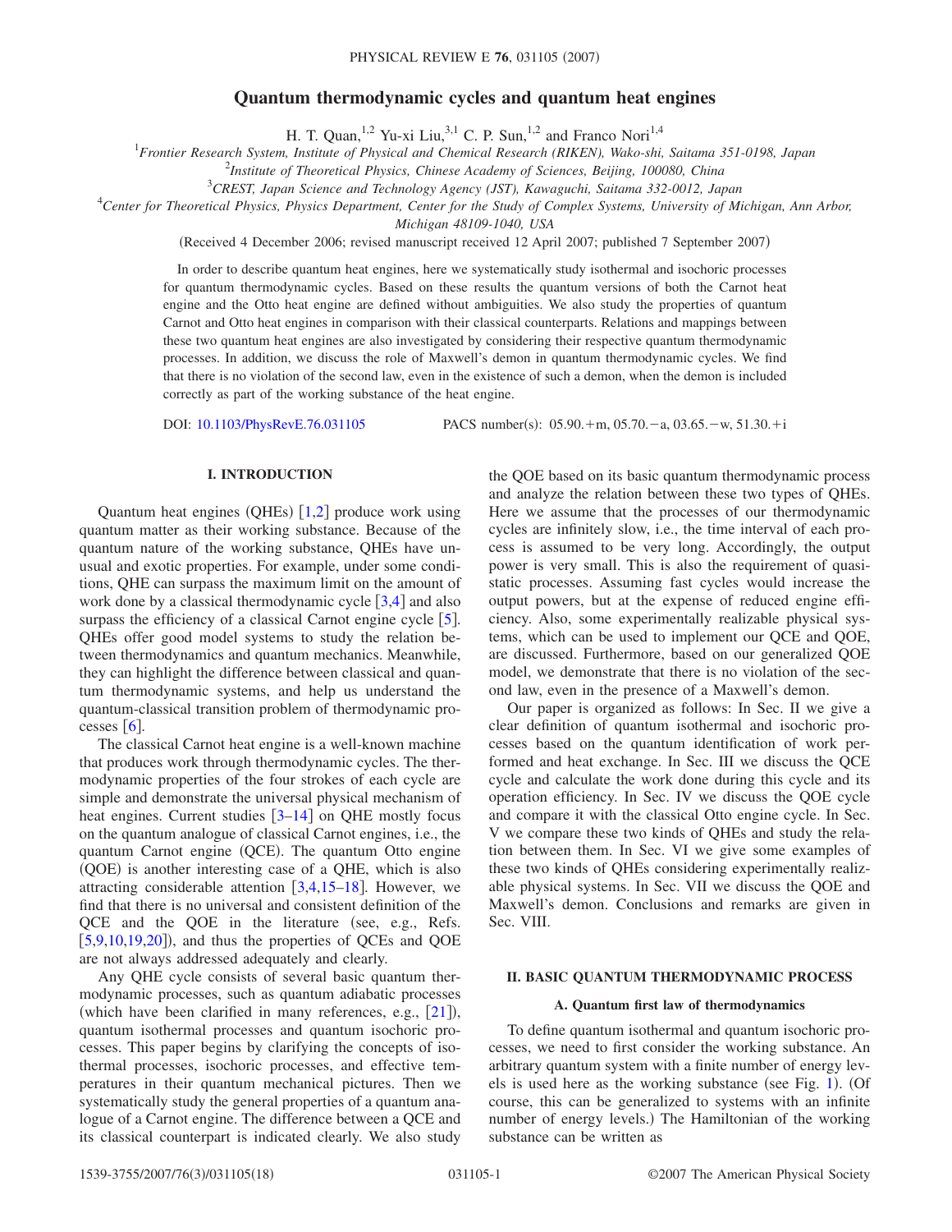# Quantum thermodynamic cycles and quantum heat engines

H. T. Quan,[1,2] Yu-xi Liu,[3,1] C. P. Sun,[1,2] and Franco Nori[1,4]

[1]*Frontier Research System, Institute of Physical and Chemical Research (RIKEN), Wako-shi, Saitama 351-0198, Japan*

[2]*Institute of Theoretical Physics, Chinese Academy of Sciences, Beijing, 100080, China*

[3]*CREST, Japan Science and Technology Agency (JST), Kawaguchi, Saitama 332-0012, Japan*

[4]*Center for Theoretical Physics, Physics Department, Center for the Study of Complex Systems, University of Michigan, Ann Arbor, Michigan 48109-1040, USA*

(Received 4 December 2006; revised manuscript received 12 April 2007; published 7 September 2007)

In order to describe quantum heat engines, here we systematically study isothermal and isochoric processes for quantum thermodynamic cycles. Based on these results the quantum versions of both the Carnot heat engine and the Otto heat engine are defined without ambiguities. We also study the properties of quantum Carnot and Otto heat engines in comparison with their classical counterparts. Relations and mappings between these two quantum heat engines are also investigated by considering their respective quantum thermodynamic processes. In addition, we discuss the role of Maxwell's demon in quantum thermodynamic cycles. We find that there is no violation of the second law, even in the existence of such a demon, when the demon is included correctly as part of the working substance of the heat engine.

DOI: 10.1103/PhysRevE.76.031105 PACS number(s): 05.90.+m, 05.70.−a, 03.65.−w, 51.30.+i

## I. INTRODUCTION

Quantum heat engines (QHEs) [1,2] produce work using quantum matter as their working substance. Because of the quantum nature of the working substance, QHEs have unusual and exotic properties. For example, under some conditions, QHE can surpass the maximum limit on the amount of work done by a classical thermodynamic cycle [3,4] and also surpass the efficiency of a classical Carnot engine cycle [5]. QHEs offer good model systems to study the relation between thermodynamics and quantum mechanics. Meanwhile, they can highlight the difference between classical and quantum thermodynamic systems, and help us understand the quantum-classical transition problem of thermodynamic processes [6].

The classical Carnot heat engine is a well-known machine that produces work through thermodynamic cycles. The thermodynamic properties of the four strokes of each cycle are simple and demonstrate the universal physical mechanism of heat engines. Current studies [3–14] on QHE mostly focus on the quantum analogue of classical Carnot engines, i.e., the quantum Carnot engine (QCE). The quantum Otto engine (QOE) is another interesting case of a QHE, which is also attracting considerable attention [3,4,15–18]. However, we find that there is no universal and consistent definition of the QCE and the QOE in the literature (see, e.g., Refs. [5,9,10,19,20]), and thus the properties of QCEs and QOE are not always addressed adequately and clearly.

Any QHE cycle consists of several basic quantum thermodynamic processes, such as quantum adiabatic processes (which have been clarified in many references, e.g., [21]), quantum isothermal processes and quantum isochoric processes. This paper begins by clarifying the concepts of isothermal processes, isochoric processes, and effective temperatures in their quantum mechanical pictures. Then we systematically study the general properties of a quantum analogue of a Carnot engine. The difference between a QCE and its classical counterpart is indicated clearly. We also study the QOE based on its basic quantum thermodynamic process and analyze the relation between these two types of QHEs. Here we assume that the processes of our thermodynamic cycles are infinitely slow, i.e., the time interval of each process is assumed to be very long. Accordingly, the output power is very small. This is also the requirement of quasistatic processes. Assuming fast cycles would increase the output powers, but at the expense of reduced engine efficiency. Also, some experimentally realizable physical systems, which can be used to implement our QCE and QOE, are discussed. Furthermore, based on our generalized QOE model, we demonstrate that there is no violation of the second law, even in the presence of a Maxwell's demon.

Our paper is organized as follows: In Sec. II we give a clear definition of quantum isothermal and isochoric processes based on the quantum identification of work performed and heat exchange. In Sec. III we discuss the QCE cycle and calculate the work done during this cycle and its operation efficiency. In Sec. IV we discuss the QOE cycle and compare it with the classical Otto engine cycle. In Sec. V we compare these two kinds of QHEs and study the relation between them. In Sec. VI we give some examples of these two kinds of QHEs considering experimentally realizable physical systems. In Sec. VII we discuss the QOE and Maxwell's demon. Conclusions and remarks are given in Sec. VIII.

## II. BASIC QUANTUM THERMODYNAMIC PROCESS

### A. Quantum first law of thermodynamics

To define quantum isothermal and quantum isochoric processes, we need to first consider the working substance. An arbitrary quantum system with a finite number of energy levels is used here as the working substance (see Fig. 1). (Of course, this can be generalized to systems with an infinite number of energy levels.) The Hamiltonian of the working substance can be written as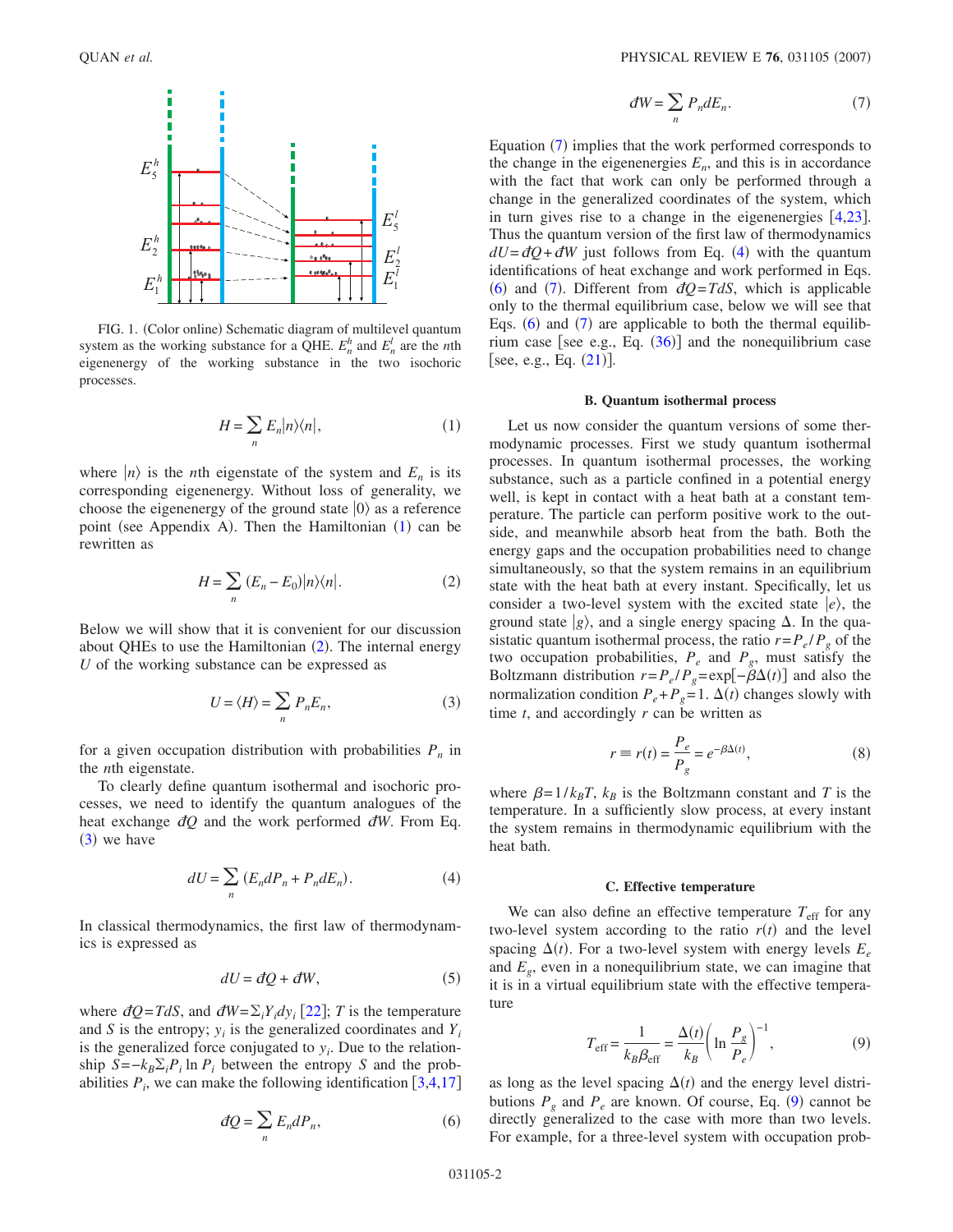FIG. 1. (Color online) Schematic diagram of multilevel quantum system as the working substance for a QHE. $E_n^h$ and $E_n^l$ are the $n$th eigenenergy of the working substance in the two isochoric processes.

$$H = \sum_n E_n |n\rangle\langle n|, \tag{1}$$

where $|n\rangle$ is the $n$th eigenstate of the system and $E_n$ is its corresponding eigenenergy. Without loss of generality, we choose the eigenenergy of the ground state $|0\rangle$ as a reference point (see Appendix A). Then the Hamiltonian (1) can be rewritten as

$$H = \sum_n (E_n - E_0)|n\rangle\langle n|. \tag{2}$$

Below we will show that it is convenient for our discussion about QHEs to use the Hamiltonian (2). The internal energy $U$ of the working substance can be expressed as

$$U = \langle H \rangle = \sum_n P_n E_n, \tag{3}$$

for a given occupation distribution with probabilities $P_n$ in the $n$th eigenstate.

To clearly define quantum isothermal and isochoric processes, we need to identify the quantum analogues of the heat exchange $đQ$ and the work performed $đW$. From Eq. (3) we have

$$dU = \sum_n (E_n dP_n + P_n dE_n). \tag{4}$$

In classical thermodynamics, the first law of thermodynamics is expressed as

$$dU = đQ + đW, \tag{5}$$

where $đQ = TdS$, and $đW = \Sigma_i Y_i dy_i$ [22]; $T$ is the temperature and $S$ is the entropy; $y_i$ is the generalized coordinates and $Y_i$ is the generalized force conjugated to $y_i$. Due to the relationship $S = -k_B \Sigma_i P_i \ln P_i$ between the entropy $S$ and the probabilities $P_i$, we can make the following identification [3,4,17]

$$đQ = \sum_n E_n dP_n, \tag{6}$$

$$đW = \sum_n P_n dE_n. \tag{7}$$

Equation (7) implies that the work performed corresponds to the change in the eigenenergies $E_n$, and this is in accordance with the fact that work can only be performed through a change in the generalized coordinates of the system, which in turn gives rise to a change in the eigenenergies [4,23]. Thus the quantum version of the first law of thermodynamics $dU = đQ + đW$ just follows from Eq. (4) with the quantum identifications of heat exchange and work performed in Eqs. (6) and (7). Different from $đQ = TdS$, which is applicable only to the thermal equilibrium case, below we will see that Eqs. (6) and (7) are applicable to both the thermal equilibrium case [see e.g., Eq. (36)] and the nonequilibrium case [see, e.g., Eq. (21)].

### B. Quantum isothermal process

Let us now consider the quantum versions of some thermodynamic processes. First we study quantum isothermal processes. In quantum isothermal processes, the working substance, such as a particle confined in a potential energy well, is kept in contact with a heat bath at a constant temperature. The particle can perform positive work to the outside, and meanwhile absorb heat from the bath. Both the energy gaps and the occupation probabilities need to change simultaneously, so that the system remains in an equilibrium state with the heat bath at every instant. Specifically, let us consider a two-level system with the excited state $|e\rangle$, the ground state $|g\rangle$, and a single energy spacing $\Delta$. In the quasistatic quantum isothermal process, the ratio $r = P_e/P_g$ of the two occupation probabilities, $P_e$ and $P_g$, must satisfy the Boltzmann distribution $r = P_e/P_g = \exp[-\beta\Delta(t)]$ and also the normalization condition $P_e + P_g = 1$. $\Delta(t)$ changes slowly with time $t$, and accordingly $r$ can be written as

$$r \equiv r(t) = \frac{P_e}{P_g} = e^{-\beta\Delta(t)}, \tag{8}$$

where $\beta = 1/k_B T$, $k_B$ is the Boltzmann constant and $T$ is the temperature. In a sufficiently slow process, at every instant the system remains in thermodynamic equilibrium with the heat bath.

### C. Effective temperature

We can also define an effective temperature $T_{\text{eff}}$ for any two-level system according to the ratio $r(t)$ and the level spacing $\Delta(t)$. For a two-level system with energy levels $E_e$ and $E_g$, even in a nonequilibrium state, we can imagine that it is in a virtual equilibrium state with the effective temperature

$$T_{\text{eff}} = \frac{1}{k_B \beta_{\text{eff}}} = \frac{\Delta(t)}{k_B}\left(\ln \frac{P_g}{P_e}\right)^{-1}, \tag{9}$$

as long as the level spacing $\Delta(t)$ and the energy level distributions $P_g$ and $P_e$ are known. Of course, Eq. (9) cannot be directly generalized to the case with more than two levels. For example, for a three-level system with occupation prob-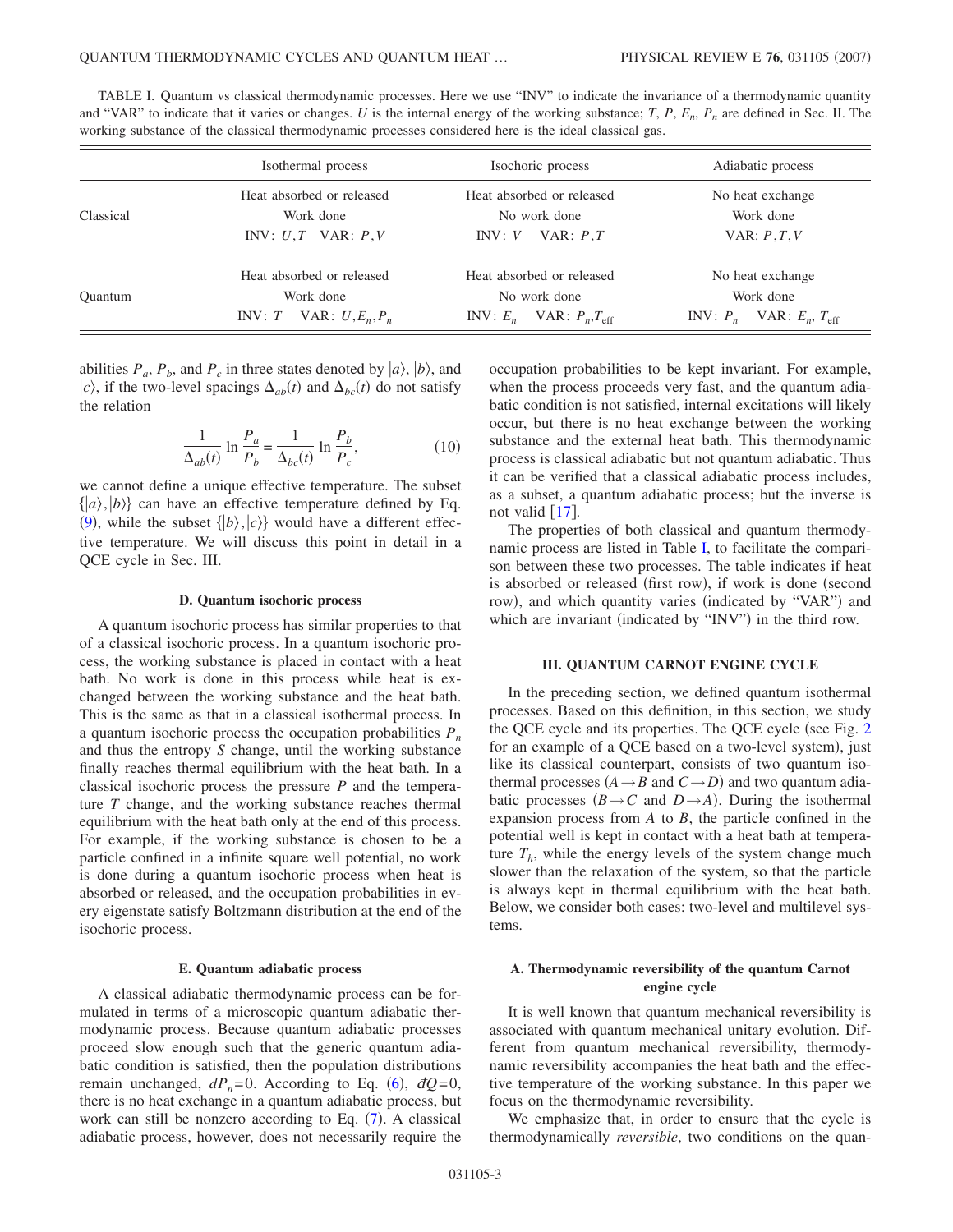TABLE I. Quantum vs classical thermodynamic processes. Here we use "INV" to indicate the invariance of a thermodynamic quantity and "VAR" to indicate that it varies or changes. $U$ is the internal energy of the working substance; $T$, $P$, $E_n$, $P_n$ are defined in Sec. II. The working substance of the classical thermodynamic processes considered here is the ideal classical gas.

| | Isothermal process | Isochoric process | Adiabatic process |
|---|---|---|---|
| Classical | Heat absorbed or released<br>Work done<br>INV: $U,T$ VAR: $P,V$ | Heat absorbed or released<br>No work done<br>INV: $V$ VAR: $P,T$ | No heat exchange<br>Work done<br>VAR: $P,T,V$ |
| Quantum | Heat absorbed or released<br>Work done<br>INV: $T$ VAR: $U,E_n,P_n$ | Heat absorbed or released<br>No work done<br>INV: $E_n$ VAR: $P_n$,$T_{\text{eff}}$ | No heat exchange<br>Work done<br>INV: $P_n$ VAR: $E_n$, $T_{\text{eff}}$ |

abilities $P_a$, $P_b$, and $P_c$ in three states denoted by $|a\rangle$, $|b\rangle$, and $|c\rangle$, if the two-level spacings $\Delta_{ab}(t)$ and $\Delta_{bc}(t)$ do not satisfy the relation

$$\frac{1}{\Delta_{ab}(t)} \ln \frac{P_a}{P_b} = \frac{1}{\Delta_{bc}(t)} \ln \frac{P_b}{P_c}, \tag{10}$$

we cannot define a unique effective temperature. The subset $\{|a\rangle, |b\rangle\}$ can have an effective temperature defined by Eq. (9), while the subset $\{|b\rangle, |c\rangle\}$ would have a different effective temperature. We will discuss this point in detail in a QCE cycle in Sec. III.

### D. Quantum isochoric process

A quantum isochoric process has similar properties to that of a classical isochoric process. In a quantum isochoric process, the working substance is placed in contact with a heat bath. No work is done in this process while heat is exchanged between the working substance and the heat bath. This is the same as that in a classical isothermal process. In a quantum isochoric process the occupation probabilities $P_n$ and thus the entropy $S$ change, until the working substance finally reaches thermal equilibrium with the heat bath. In a classical isochoric process the pressure $P$ and the temperature $T$ change, and the working substance reaches thermal equilibrium with the heat bath only at the end of this process. For example, if the working substance is chosen to be a particle confined in a infinite square well potential, no work is done during a quantum isochoric process when heat is absorbed or released, and the occupation probabilities in every eigenstate satisfy Boltzmann distribution at the end of the isochoric process.

### E. Quantum adiabatic process

A classical adiabatic thermodynamic process can be formulated in terms of a microscopic quantum adiabatic thermodynamic process. Because quantum adiabatic processes proceed slow enough such that the generic quantum adiabatic condition is satisfied, then the population distributions remain unchanged, $dP_n=0$. According to Eq. (6), $đQ=0$, there is no heat exchange in a quantum adiabatic process, but work can still be nonzero according to Eq. (7). A classical adiabatic process, however, does not necessarily require the occupation probabilities to be kept invariant. For example, when the process proceeds very fast, and the quantum adiabatic condition is not satisfied, internal excitations will likely occur, but there is no heat exchange between the working substance and the external heat bath. This thermodynamic process is classical adiabatic but not quantum adiabatic. Thus it can be verified that a classical adiabatic process includes, as a subset, a quantum adiabatic process; but the inverse is not valid [17].

The properties of both classical and quantum thermodynamic process are listed in Table I, to facilitate the comparison between these two processes. The table indicates if heat is absorbed or released (first row), if work is done (second row), and which quantity varies (indicated by "VAR") and which are invariant (indicated by "INV") in the third row.

## III. QUANTUM CARNOT ENGINE CYCLE

In the preceding section, we defined quantum isothermal processes. Based on this definition, in this section, we study the QCE cycle and its properties. The QCE cycle (see Fig. 2 for an example of a QCE based on a two-level system), just like its classical counterpart, consists of two quantum isothermal processes ($A \rightarrow B$ and $C \rightarrow D$) and two quantum adiabatic processes ($B \rightarrow C$ and $D \rightarrow A$). During the isothermal expansion process from $A$ to $B$, the particle confined in the potential well is kept in contact with a heat bath at temperature $T_h$, while the energy levels of the system change much slower than the relaxation of the system, so that the particle is always kept in thermal equilibrium with the heat bath. Below, we consider both cases: two-level and multilevel systems.

### A. Thermodynamic reversibility of the quantum Carnot engine cycle

It is well known that quantum mechanical reversibility is associated with quantum mechanical unitary evolution. Different from quantum mechanical reversibility, thermodynamic reversibility accompanies the heat bath and the effective temperature of the working substance. In this paper we focus on the thermodynamic reversibility.

We emphasize that, in order to ensure that the cycle is thermodynamically *reversible*, two conditions on the quan-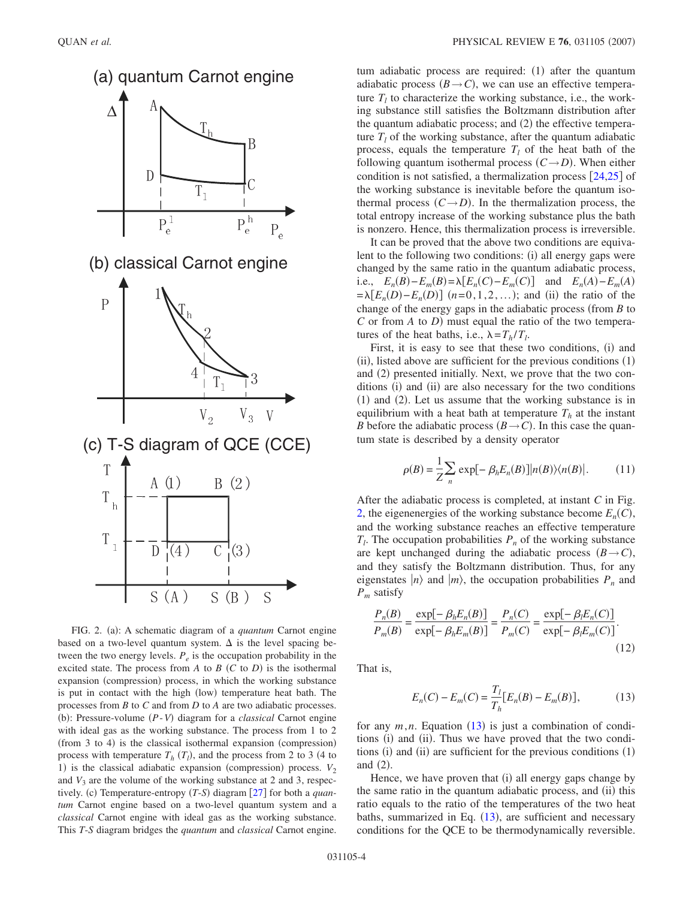FIG. 2. (a): A schematic diagram of a *quantum* Carnot engine based on a two-level quantum system. $\Delta$ is the level spacing between the two energy levels. $P_e$ is the occupation probability in the excited state. The process from $A$ to $B$ ($C$ to $D$) is the isothermal expansion (compression) process, in which the working substance is put in contact with the high (low) temperature heat bath. The processes from $B$ to $C$ and from $D$ to $A$ are two adiabatic processes. (b): Pressure-volume ($P$-$V$) diagram for a *classical* Carnot engine with ideal gas as the working substance. The process from 1 to 2 (from 3 to 4) is the classical isothermal expansion (compression) process with temperature $T_h$ ($T_l$), and the process from 2 to 3 (4 to 1) is the classical adiabatic expansion (compression) process. $V_2$ and $V_3$ are the volume of the working substance at 2 and 3, respectively. (c) Temperature-entropy ($T$-$S$) diagram [27] for both a *quantum* Carnot engine based on a two-level quantum system and a *classical* Carnot engine with ideal gas as the working substance. This $T$-$S$ diagram bridges the *quantum* and *classical* Carnot engine.

tum adiabatic process are required: (1) after the quantum adiabatic process ($B \rightarrow C$), we can use an effective temperature $T_l$ to characterize the working substance, i.e., the working substance still satisfies the Boltzmann distribution after the quantum adiabatic process; and (2) the effective temperature $T_l$ of the working substance, after the quantum adiabatic process, equals the temperature $T_l$ of the heat bath of the following quantum isothermal process ($C \rightarrow D$). When either condition is not satisfied, a thermalization process [24,25] of the working substance is inevitable before the quantum isothermal process ($C \rightarrow D$). In the thermalization process, the total entropy increase of the working substance plus the bath is nonzero. Hence, this thermalization process is irreversible.

It can be proved that the above two conditions are equivalent to the following two conditions: (i) all energy gaps were changed by the same ratio in the quantum adiabatic process, i.e., $E_n(B)-E_m(B)=\lambda[E_n(C)-E_m(C)]$ and $E_n(A)-E_m(A)=\lambda[E_n(D)-E_n(D)]$ $(n=0,1,2,\ldots)$; and (ii) the ratio of the change of the energy gaps in the adiabatic process (from $B$ to $C$ or from $A$ to $D$) must equal the ratio of the two temperatures of the heat baths, i.e., $\lambda = T_h/T_l$.

First, it is easy to see that these two conditions, (i) and (ii), listed above are sufficient for the previous conditions (1) and (2) presented initially. Next, we prove that the two conditions (i) and (ii) are also necessary for the two conditions (1) and (2). Let us assume that the working substance is in equilibrium with a heat bath at temperature $T_h$ at the instant $B$ before the adiabatic process ($B \rightarrow C$). In this case the quantum state is described by a density operator

$$\rho(B) = \frac{1}{Z}\sum_n \exp[-\beta_h E_n(B)]|n(B)\rangle\langle n(B)|. \tag{11}$$

After the adiabatic process is completed, at instant $C$ in Fig. 2, the eigenenergies of the working substance become $E_n(C)$, and the working substance reaches an effective temperature $T_l$. The occupation probabilities $P_n$ of the working substance are kept unchanged during the adiabatic process ($B \rightarrow C$), and they satisfy the Boltzmann distribution. Thus, for any eigenstates $|n\rangle$ and $|m\rangle$, the occupation probabilities $P_n$ and $P_m$ satisfy

$$\frac{P_n(B)}{P_m(B)} = \frac{\exp[-\beta_h E_n(B)]}{\exp[-\beta_h E_m(B)]} = \frac{P_n(C)}{P_m(C)} = \frac{\exp[-\beta_l E_n(C)]}{\exp[-\beta_l E_m(C)]}. \tag{12}$$

That is,

$$E_n(C) - E_m(C) = \frac{T_l}{T_h}[E_n(B) - E_m(B)], \tag{13}$$

for any $m,n$. Equation (13) is just a combination of conditions (i) and (ii). Thus we have proved that the two conditions (i) and (ii) are sufficient for the previous conditions (1) and (2).

Hence, we have proven that (i) all energy gaps change by the same ratio in the quantum adiabatic process, and (ii) this ratio equals to the ratio of the temperatures of the two heat baths, summarized in Eq. (13), are sufficient and necessary conditions for the QCE to be thermodynamically reversible.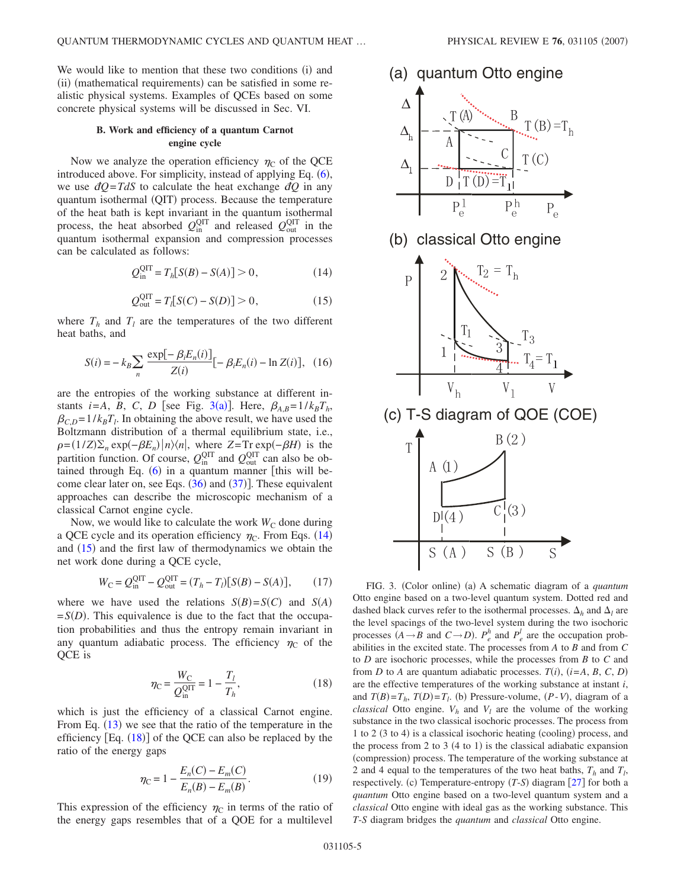We would like to mention that these two conditions (i) and (ii) (mathematical requirements) can be satisfied in some realistic physical systems. Examples of QCEs based on some concrete physical systems will be discussed in Sec. VI.

### B. Work and efficiency of a quantum Carnot engine cycle

Now we analyze the operation efficiency $\eta_C$ of the QCE introduced above. For simplicity, instead of applying Eq. (6), we use $đQ = TdS$ to calculate the heat exchange $đQ$ in any quantum isothermal (QIT) process. Because the temperature of the heat bath is kept invariant in the quantum isothermal process, the heat absorbed $Q_{in}^{QIT}$ and released $Q_{out}^{QIT}$ in the quantum isothermal expansion and compression processes can be calculated as follows:

$$Q_{in}^{QIT} = T_h[S(B) - S(A)] > 0, \tag{14}$$

$$Q_{out}^{QIT} = T_l[S(C) - S(D)] > 0, \tag{15}$$

where $T_h$ and $T_l$ are the temperatures of the two different heat baths, and

$$S(i) = -k_B \sum_n \frac{\exp[-\beta_i E_n(i)]}{Z(i)}[-\beta_i E_n(i) - \ln Z(i)], \tag{16}$$

are the entropies of the working substance at different instants $i = A, B, C, D$ [see Fig. 3(a)]. Here, $\beta_{A,B} = 1/k_B T_h$, $\beta_{C,D} = 1/k_B T_l$. In obtaining the above result, we have used the Boltzmann distribution of a thermal equilibrium state, i.e., $\rho = (1/Z)\Sigma_n \exp(-\beta E_n)|n\rangle\langle n|$, where $Z = \text{Tr} \exp(-\beta H)$ is the partition function. Of course, $Q_{in}^{QIT}$ and $Q_{out}^{QIT}$ can also be obtained through Eq. (6) in a quantum manner [this will become clear later on, see Eqs. (36) and (37)]. These equivalent approaches can describe the microscopic mechanism of a classical Carnot engine cycle.

Now, we would like to calculate the work $W_C$ done during a QCE cycle and its operation efficiency $\eta_C$. From Eqs. (14) and (15) and the first law of thermodynamics we obtain the net work done during a QCE cycle,

$$W_C = Q_{in}^{QIT} - Q_{out}^{QIT} = (T_h - T_l)[S(B) - S(A)], \tag{17}$$

where we have used the relations $S(B) = S(C)$ and $S(A) = S(D)$. This equivalence is due to the fact that the occupation probabilities and thus the entropy remain invariant in any quantum adiabatic process. The efficiency $\eta_C$ of the QCE is

$$\eta_C = \frac{W_C}{Q_{in}^{QIT}} = 1 - \frac{T_l}{T_h}, \tag{18}$$

which is just the efficiency of a classical Carnot engine. From Eq. (13) we see that the ratio of the temperature in the efficiency [Eq. (18)] of the QCE can also be replaced by the ratio of the energy gaps

$$\eta_C = 1 - \frac{E_n(C) - E_m(C)}{E_n(B) - E_m(B)}. \tag{19}$$

This expression of the efficiency $\eta_C$ in terms of the ratio of the energy gaps resembles that of a QOE for a multilevel

FIG. 3. (Color online) (a) A schematic diagram of a *quantum* Otto engine based on a two-level quantum system. Dotted red and dashed black curves refer to the isothermal processes. $\Delta_h$ and $\Delta_l$ are the level spacings of the two-level system during the two isochoric processes ($A \to B$ and $C \to D$). $P_e^h$ and $P_e^l$ are the occupation probabilities in the excited state. The processes from $A$ to $B$ and from $C$ to $D$ are isochoric processes, while the processes from $B$ to $C$ and from $D$ to $A$ are quantum adiabatic processes. $T(i)$, ($i = A, B, C, D$) are the effective temperatures of the working substance at instant $i$, and $T(B) = T_h$, $T(D) = T_l$. (b) Pressure-volume, ($P$-$V$), diagram of a *classical* Otto engine. $V_h$ and $V_l$ are the volume of the working substance in the two classical isochoric processes. The process from 1 to 2 (3 to 4) is a classical isochoric heating (cooling) process, and the process from 2 to 3 (4 to 1) is the classical adiabatic expansion (compression) process. The temperature of the working substance at 2 and 4 equal to the temperatures of the two heat baths, $T_h$ and $T_l$, respectively. (c) Temperature-entropy ($T$-$S$) diagram [27] for both a *quantum* Otto engine based on a two-level quantum system and a *classical* Otto engine with ideal gas as the working substance. This $T$-$S$ diagram bridges the *quantum* and *classical* Otto engine.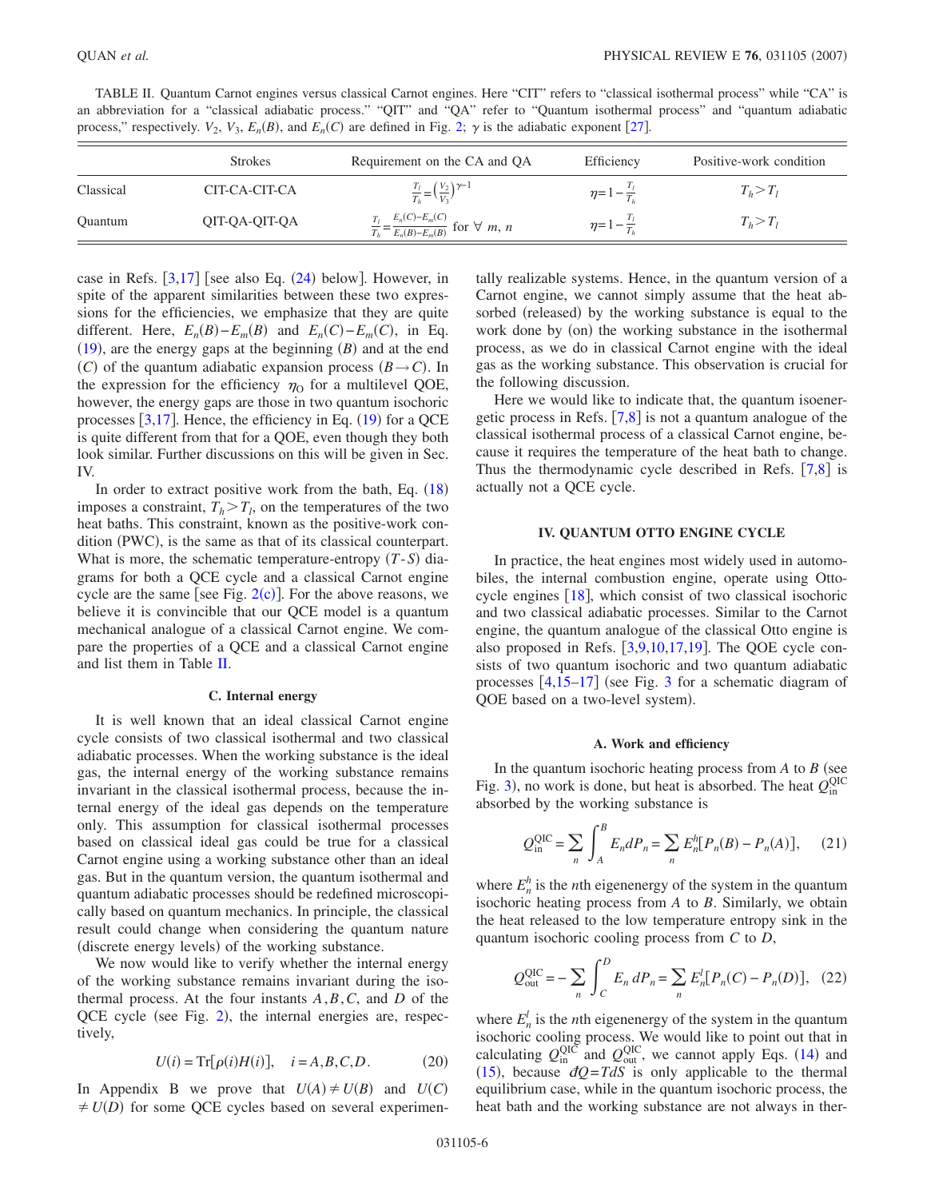TABLE II. Quantum Carnot engines versus classical Carnot engines. Here "CIT" refers to "classical isothermal process" while "CA" is an abbreviation for a "classical adiabatic process." "QIT" and "QA" refer to "Quantum isothermal process" and "quantum adiabatic process," respectively. $V_2$, $V_3$, $E_n(B)$, and $E_n(C)$ are defined in Fig. 2; $\gamma$ is the adiabatic exponent [27].

| | Strokes | Requirement on the CA and QA | Efficiency | Positive-work condition |
|---|---|---|---|---|
| Classical | CIT-CA-CIT-CA | $\frac{T_l}{T_h}=\left(\frac{V_2}{V_3}\right)^{\gamma-1}$ | $\eta=1-\frac{T_l}{T_h}$ | $T_h>T_l$ |
| Quantum | QIT-QA-QIT-QA | $\frac{T_l}{T_h}=\frac{E_n(C)-E_m(C)}{E_n(B)-E_m(B)}$ for $\forall$ $m$, $n$ | $\eta=1-\frac{T_l}{T_h}$ | $T_h>T_l$ |

case in Refs. [3,17] [see also Eq. (24) below]. However, in spite of the apparent similarities between these two expressions for the efficiencies, we emphasize that they are quite different. Here, $E_n(B)-E_m(B)$ and $E_n(C)-E_m(C)$, in Eq. (19), are the energy gaps at the beginning ($B$) and at the end ($C$) of the quantum adiabatic expansion process ($B \to C$). In the expression for the efficiency $\eta_O$ for a multilevel QOE, however, the energy gaps are those in two quantum isochoric processes [3,17]. Hence, the efficiency in Eq. (19) for a QCE is quite different from that for a QOE, even though they both look similar. Further discussions on this will be given in Sec. IV.

In order to extract positive work from the bath, Eq. (18) imposes a constraint, $T_h > T_l$, on the temperatures of the two heat baths. This constraint, known as the positive-work condition (PWC), is the same as that of its classical counterpart. What is more, the schematic temperature-entropy ($T$-$S$) diagrams for both a QCE cycle and a classical Carnot engine cycle are the same [see Fig. 2(c)]. For the above reasons, we believe it is convincible that our QCE model is a quantum mechanical analogue of a classical Carnot engine. We compare the properties of a QCE and a classical Carnot engine and list them in Table II.

### C. Internal energy

It is well known that an ideal classical Carnot engine cycle consists of two classical isothermal and two classical adiabatic processes. When the working substance is the ideal gas, the internal energy of the working substance remains invariant in the classical isothermal process, because the internal energy of the ideal gas depends on the temperature only. This assumption for classical isothermal processes based on classical ideal gas could be true for a classical Carnot engine using a working substance other than an ideal gas. But in the quantum version, the quantum isothermal and quantum adiabatic processes should be redefined microscopically based on quantum mechanics. In principle, the classical result could change when considering the quantum nature (discrete energy levels) of the working substance.

We now would like to verify whether the internal energy of the working substance remains invariant during the isothermal process. At the four instants $A,B,C$, and $D$ of the QCE cycle (see Fig. 2), the internal energies are, respectively,

$$U(i) = \mathrm{Tr}[\rho(i)H(i)], \quad i = A,B,C,D. \tag{20}$$

In Appendix B we prove that $U(A) \neq U(B)$ and $U(C) \neq U(D)$ for some QCE cycles based on several experimentally realizable systems. Hence, in the quantum version of a Carnot engine, we cannot simply assume that the heat absorbed (released) by the working substance is equal to the work done by (on) the working substance in the isothermal process, as we do in classical Carnot engine with the ideal gas as the working substance. This observation is crucial for the following discussion.

Here we would like to indicate that, the quantum isoenergetic process in Refs. [7,8] is not a quantum analogue of the classical isothermal process of a classical Carnot engine, because it requires the temperature of the heat bath to change. Thus the thermodynamic cycle described in Refs. [7,8] is actually not a QCE cycle.

## IV. QUANTUM OTTO ENGINE CYCLE

In practice, the heat engines most widely used in automobiles, the internal combustion engine, operate using Otto-cycle engines [18], which consist of two classical isochoric and two classical adiabatic processes. Similar to the Carnot engine, the quantum analogue of the classical Otto engine is also proposed in Refs. [3,9,10,17,19]. The QOE cycle consists of two quantum isochoric and two quantum adiabatic processes [4,15–17] (see Fig. 3 for a schematic diagram of QOE based on a two-level system).

### A. Work and efficiency

In the quantum isochoric heating process from $A$ to $B$ (see Fig. 3), no work is done, but heat is absorbed. The heat $Q_{\text{in}}^{\text{QIC}}$ absorbed by the working substance is

$$Q_{\text{in}}^{\text{QIC}} = \sum_n \int_A^B E_n dP_n = \sum_n E_n^h [P_n(B) - P_n(A)], \tag{21}$$

where $E_n^h$ is the $n$th eigenenergy of the system in the quantum isochoric heating process from $A$ to $B$. Similarly, we obtain the heat released to the low temperature entropy sink in the quantum isochoric cooling process from $C$ to $D$,

$$Q_{\text{out}}^{\text{QIC}} = -\sum_n \int_C^D E_n\, dP_n = \sum_n E_n^l [P_n(C) - P_n(D)], \tag{22}$$

where $E_n^l$ is the $n$th eigenenergy of the system in the quantum isochoric cooling process. We would like to point out that in calculating $Q_{\text{in}}^{\text{QIC}}$ and $Q_{\text{out}}^{\text{QIC}}$, we cannot apply Eqs. (14) and (15), because $đQ = TdS$ is only applicable to the thermal equilibrium case, while in the quantum isochoric process, the heat bath and the working substance are not always in ther-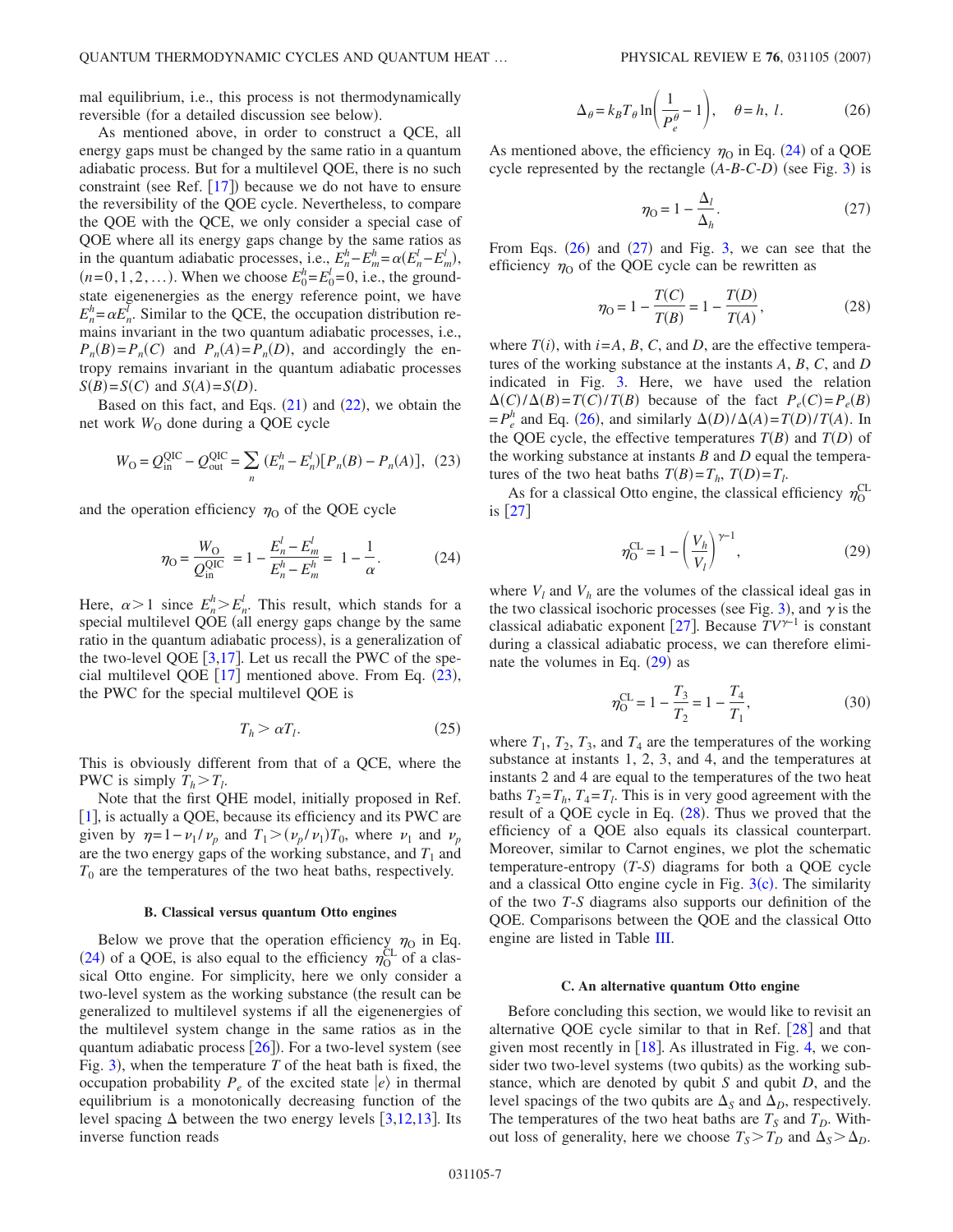mal equilibrium, i.e., this process is not thermodynamically reversible (for a detailed discussion see below).

As mentioned above, in order to construct a QCE, all energy gaps must be changed by the same ratio in a quantum adiabatic process. But for a multilevel QOE, there is no such constraint (see Ref. [17]) because we do not have to ensure the reversibility of the QOE cycle. Nevertheless, to compare the QOE with the QCE, we only consider a special case of QOE where all its energy gaps change by the same ratios as in the quantum adiabatic processes, i.e., $E_n^h - E_m^h = \alpha(E_n^l - E_m^l)$, $(n=0,1,2,\ldots)$. When we choose $E_0^h = E_0^l = 0$, i.e., the ground-state eigenenergies as the energy reference point, we have $E_n^h = \alpha E_n^l$. Similar to the QCE, the occupation distribution remains invariant in the two quantum adiabatic processes, i.e., $P_n(B) = P_n(C)$ and $P_n(A) = P_n(D)$, and accordingly the entropy remains invariant in the quantum adiabatic processes $S(B) = S(C)$ and $S(A) = S(D)$.

Based on this fact, and Eqs. (21) and (22), we obtain the net work $W_{\mathrm{O}}$ done during a QOE cycle

$$W_{\mathrm{O}} = Q_{\mathrm{in}}^{\mathrm{QIC}} - Q_{\mathrm{out}}^{\mathrm{QIC}} = \sum_n (E_n^h - E_n^l)[P_n(B) - P_n(A)], \quad (23)$$

and the operation efficiency $\eta_{\mathrm{O}}$ of the QOE cycle

$$\eta_{\mathrm{O}} = \frac{W_{\mathrm{O}}}{Q_{\mathrm{in}}^{\mathrm{QIC}}} = 1 - \frac{E_n^l - E_m^l}{E_n^h - E_m^h} = 1 - \frac{1}{\alpha}. \quad (24)$$

Here, $\alpha > 1$ since $E_n^h > E_n^l$. This result, which stands for a special multilevel QOE (all energy gaps change by the same ratio in the quantum adiabatic process), is a generalization of the two-level QOE [3,17]. Let us recall the PWC of the special multilevel QOE [17] mentioned above. From Eq. (23), the PWC for the special multilevel QOE is

$$T_h > \alpha T_l. \quad (25)$$

This is obviously different from that of a QCE, where the PWC is simply $T_h > T_l$.

Note that the first QHE model, initially proposed in Ref. [1], is actually a QOE, because its efficiency and its PWC are given by $\eta = 1 - \nu_1/\nu_p$ and $T_1 > (\nu_p/\nu_1)T_0$, where $\nu_1$ and $\nu_p$ are the two energy gaps of the working substance, and $T_1$ and $T_0$ are the temperatures of the two heat baths, respectively.

### B. Classical versus quantum Otto engines

Below we prove that the operation efficiency $\eta_{\mathrm{O}}$ in Eq. (24) of a QOE, is also equal to the efficiency $\eta_{\mathrm{O}}^{\mathrm{CL}}$ of a classical Otto engine. For simplicity, here we only consider a two-level system as the working substance (the result can be generalized to multilevel systems if all the eigenenergies of the multilevel system change in the same ratios as in the quantum adiabatic process [26]). For a two-level system (see Fig. 3), when the temperature $T$ of the heat bath is fixed, the occupation probability $P_e$ of the excited state $|e\rangle$ in thermal equilibrium is a monotonically decreasing function of the level spacing $\Delta$ between the two energy levels [3,12,13]. Its inverse function reads

$$\Delta_\theta = k_B T_\theta \ln\left(\frac{1}{P_e^\theta} - 1\right), \quad \theta = h,\ l. \quad (26)$$

As mentioned above, the efficiency $\eta_{\mathrm{O}}$ in Eq. (24) of a QOE cycle represented by the rectangle $(A\text{-}B\text{-}C\text{-}D)$ (see Fig. 3) is

$$\eta_{\mathrm{O}} = 1 - \frac{\Delta_l}{\Delta_h}. \quad (27)$$

From Eqs. (26) and (27) and Fig. 3, we can see that the efficiency $\eta_{\mathrm{O}}$ of the QOE cycle can be rewritten as

$$\eta_{\mathrm{O}} = 1 - \frac{T(C)}{T(B)} = 1 - \frac{T(D)}{T(A)}, \quad (28)$$

where $T(i)$, with $i = A, B, C$, and $D$, are the effective temperatures of the working substance at the instants $A$, $B$, $C$, and $D$ indicated in Fig. 3. Here, we have used the relation $\Delta(C)/\Delta(B) = T(C)/T(B)$ because of the fact $P_e(C) = P_e(B) = P_e^h$ and Eq. (26), and similarly $\Delta(D)/\Delta(A) = T(D)/T(A)$. In the QOE cycle, the effective temperatures $T(B)$ and $T(D)$ of the working substance at instants $B$ and $D$ equal the temperatures of the two heat baths $T(B) = T_h$, $T(D) = T_l$.

As for a classical Otto engine, the classical efficiency $\eta_{\mathrm{O}}^{\mathrm{CL}}$ is [27]

$$\eta_{\mathrm{O}}^{\mathrm{CL}} = 1 - \left(\frac{V_h}{V_l}\right)^{\gamma - 1}, \quad (29)$$

where $V_l$ and $V_h$ are the volumes of the classical ideal gas in the two classical isochoric processes (see Fig. 3), and $\gamma$ is the classical adiabatic exponent [27]. Because $TV^{\gamma-1}$ is constant during a classical adiabatic process, we can therefore eliminate the volumes in Eq. (29) as

$$\eta_{\mathrm{O}}^{\mathrm{CL}} = 1 - \frac{T_3}{T_2} = 1 - \frac{T_4}{T_1}, \quad (30)$$

where $T_1$, $T_2$, $T_3$, and $T_4$ are the temperatures of the working substance at instants 1, 2, 3, and 4, and the temperatures at instants 2 and 4 are equal to the temperatures of the two heat baths $T_2 = T_h$, $T_4 = T_l$. This is in very good agreement with the result of a QOE cycle in Eq. (28). Thus we proved that the efficiency of a QOE also equals its classical counterpart. Moreover, similar to Carnot engines, we plot the schematic temperature-entropy ($T$-$S$) diagrams for both a QOE cycle and a classical Otto engine cycle in Fig. 3(c). The similarity of the two $T$-$S$ diagrams also supports our definition of the QOE. Comparisons between the QOE and the classical Otto engine are listed in Table III.

### C. An alternative quantum Otto engine

Before concluding this section, we would like to revisit an alternative QOE cycle similar to that in Ref. [28] and that given most recently in [18]. As illustrated in Fig. 4, we consider two two-level systems (two qubits) as the working substance, which are denoted by qubit $S$ and qubit $D$, and the level spacings of the two qubits are $\Delta_S$ and $\Delta_D$, respectively. The temperatures of the two heat baths are $T_S$ and $T_D$. Without loss of generality, here we choose $T_S > T_D$ and $\Delta_S > \Delta_D$.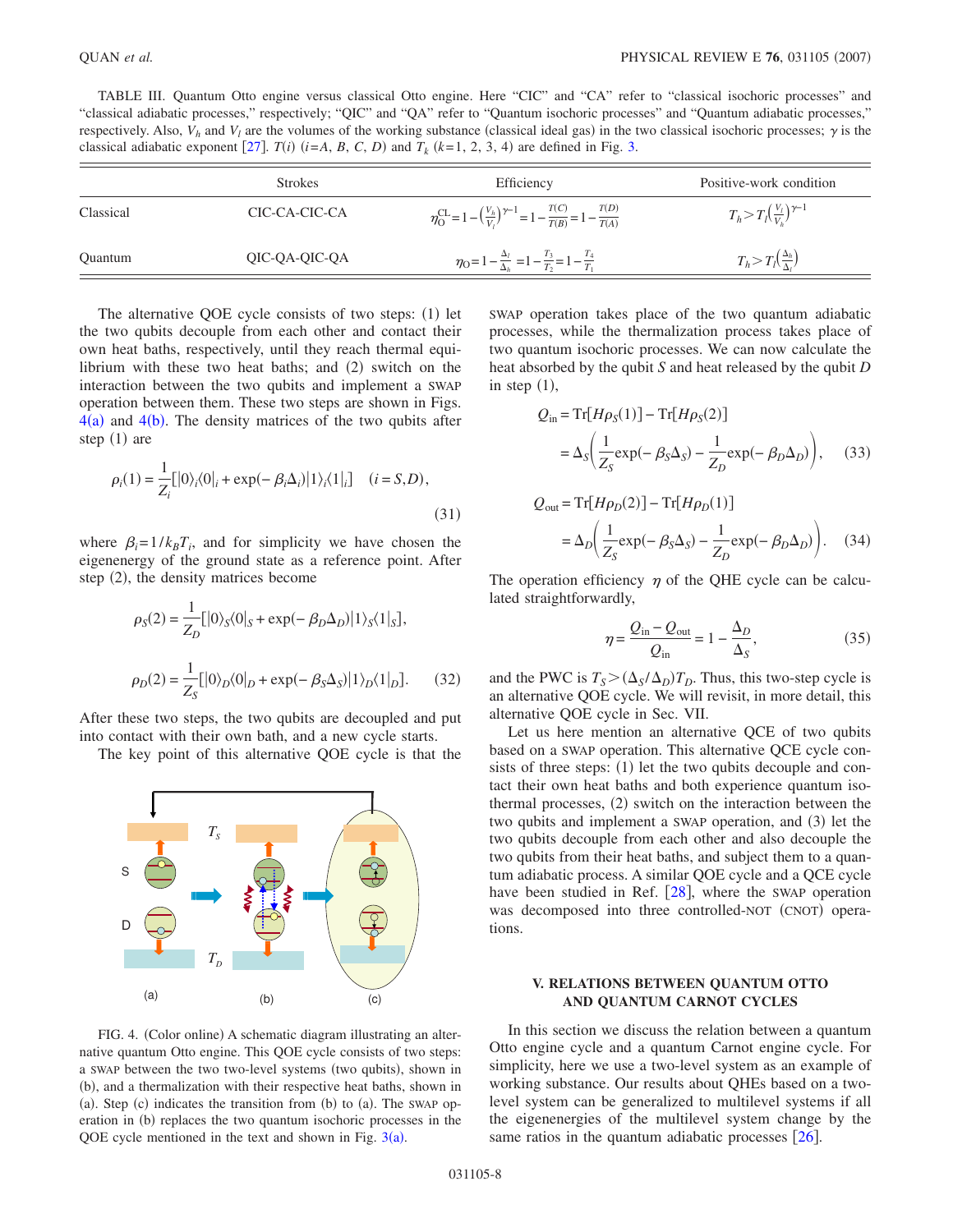TABLE III. Quantum Otto engine versus classical Otto engine. Here "CIC" and "CA" refer to "classical isochoric processes" and "classical adiabatic processes," respectively; "QIC" and "QA" refer to "Quantum isochoric processes" and "Quantum adiabatic processes," respectively. Also, $V_h$ and $V_l$ are the volumes of the working substance (classical ideal gas) in the two classical isochoric processes; $\gamma$ is the classical adiabatic exponent [27]. $T(i)$ ($i=A$, $B$, $C$, $D$) and $T_k$ ($k=1$, 2, 3, 4) are defined in Fig. 3.

| | Strokes | Efficiency | Positive-work condition |
|---|---|---|---|
| Classical | CIC-CA-CIC-CA | $\eta_O^{CL}=1-\left(\frac{V_h}{V_l}\right)^{\gamma-1}=1-\frac{T(C)}{T(B)}=1-\frac{T(D)}{T(A)}$ | $T_h>T_l\left(\frac{V_l}{V_h}\right)^{\gamma-1}$ |
| Quantum | QIC-QA-QIC-QA | $\eta_O=1-\frac{\Delta_l}{\Delta_h}=1-\frac{T_3}{T_2}=1-\frac{T_4}{T_1}$ | $T_h>T_l\left(\frac{\Delta_h}{\Delta_l}\right)$ |

The alternative QOE cycle consists of two steps: (1) let the two qubits decouple from each other and contact their own heat baths, respectively, until they reach thermal equilibrium with these two heat baths; and (2) switch on the interaction between the two qubits and implement a SWAP operation between them. These two steps are shown in Figs. 4(a) and 4(b). The density matrices of the two qubits after step (1) are

$$\rho_i(1)=\frac{1}{Z_i}[|0\rangle_i\langle 0|_i+\exp(-\beta_i\Delta_i)|1\rangle_i\langle 1|_i] \quad (i=S,D), \tag{31}$$

where $\beta_i=1/k_BT_i$, and for simplicity we have chosen the eigenenergy of the ground state as a reference point. After step (2), the density matrices become

$$\rho_S(2)=\frac{1}{Z_D}[|0\rangle_S\langle 0|_S+\exp(-\beta_D\Delta_D)|1\rangle_S\langle 1|_S],$$

$$\rho_D(2)=\frac{1}{Z_S}[|0\rangle_D\langle 0|_D+\exp(-\beta_S\Delta_S)|1\rangle_D\langle 1|_D]. \tag{32}$$

After these two steps, the two qubits are decoupled and put into contact with their own bath, and a new cycle starts.

The key point of this alternative QOE cycle is that the SWAP operation takes place of the two quantum adiabatic processes, while the thermalization process takes place of two quantum isochoric processes. We can now calculate the heat absorbed by the qubit $S$ and heat released by the qubit $D$ in step (1),

$$Q_{\text{in}}=\text{Tr}[H\rho_S(1)]-\text{Tr}[H\rho_S(2)]$$
$$=\Delta_S\left(\frac{1}{Z_S}\exp(-\beta_S\Delta_S)-\frac{1}{Z_D}\exp(-\beta_D\Delta_D)\right), \tag{33}$$

$$Q_{\text{out}}=\text{Tr}[H\rho_D(2)]-\text{Tr}[H\rho_D(1)]$$
$$=\Delta_D\left(\frac{1}{Z_S}\exp(-\beta_S\Delta_S)-\frac{1}{Z_D}\exp(-\beta_D\Delta_D)\right). \tag{34}$$

The operation efficiency $\eta$ of the QHE cycle can be calculated straightforwardly,

$$\eta=\frac{Q_{\text{in}}-Q_{\text{out}}}{Q_{\text{in}}}=1-\frac{\Delta_D}{\Delta_S}, \tag{35}$$

and the PWC is $T_S>(\Delta_S/\Delta_D)T_D$. Thus, this two-step cycle is an alternative QOE cycle. We will revisit, in more detail, this alternative QOE cycle in Sec. VII.

Let us here mention an alternative QCE of two qubits based on a SWAP operation. This alternative QCE cycle consists of three steps: (1) let the two qubits decouple and contact their own heat baths and both experience quantum isothermal processes, (2) switch on the interaction between the two qubits and implement a SWAP operation, and (3) let the two qubits decouple from each other and also decouple the two qubits from their heat baths, and subject them to a quantum adiabatic process. A similar QOE cycle and a QCE cycle have been studied in Ref. [28], where the SWAP operation was decomposed into three controlled-NOT (CNOT) operations.

FIG. 4. (Color online) A schematic diagram illustrating an alternative quantum Otto engine. This QOE cycle consists of two steps: a SWAP between the two two-level systems (two qubits), shown in (b), and a thermalization with their respective heat baths, shown in (a). Step (c) indicates the transition from (b) to (a). The SWAP operation in (b) replaces the two quantum isochoric processes in the QOE cycle mentioned in the text and shown in Fig. 3(a).

## V. RELATIONS BETWEEN QUANTUM OTTO AND QUANTUM CARNOT CYCLES

In this section we discuss the relation between a quantum Otto engine cycle and a quantum Carnot engine cycle. For simplicity, here we use a two-level system as an example of working substance. Our results about QHEs based on a two-level system can be generalized to multilevel systems if all the eigenenergies of the multilevel system change by the same ratios in the quantum adiabatic processes [26].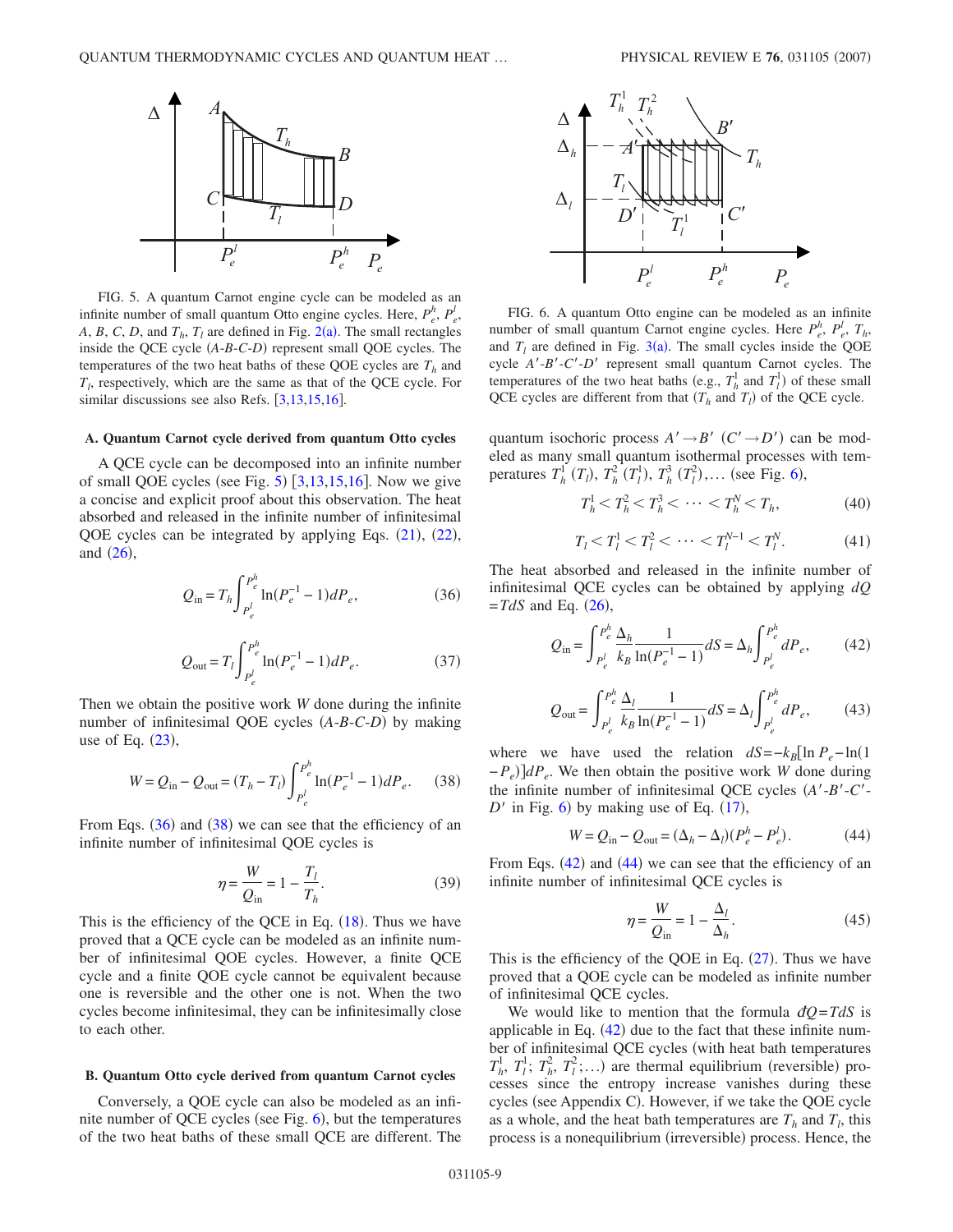FIG. 5. A quantum Carnot engine cycle can be modeled as an infinite number of small quantum Otto engine cycles. Here, $P_e^h$, $P_e^l$, $A$, $B$, $C$, $D$, and $T_h$, $T_l$ are defined in Fig. 2(a). The small rectangles inside the QCE cycle ($A$-$B$-$C$-$D$) represent small QOE cycles. The temperatures of the two heat baths of these QOE cycles are $T_h$ and $T_l$, respectively, which are the same as that of the QCE cycle. For similar discussions see also Refs. [3,13,15,16].

### A. Quantum Carnot cycle derived from quantum Otto cycles

A QCE cycle can be decomposed into an infinite number of small QOE cycles (see Fig. 5) [3,13,15,16]. Now we give a concise and explicit proof about this observation. The heat absorbed and released in the infinite number of infinitesimal QOE cycles can be integrated by applying Eqs. (21), (22), and (26),

$$Q_{\text{in}} = T_h \int_{P_e^l}^{P_e^h} \ln(P_e^{-1} - 1) dP_e, \tag{36}$$

$$Q_{\text{out}} = T_l \int_{P_e^l}^{P_e^h} \ln(P_e^{-1} - 1) dP_e. \tag{37}$$

Then we obtain the positive work $W$ done during the infinite number of infinitesimal QOE cycles ($A$-$B$-$C$-$D$) by making use of Eq. (23),

$$W = Q_{\text{in}} - Q_{\text{out}} = (T_h - T_l) \int_{P_e^l}^{P_e^h} \ln(P_e^{-1} - 1) dP_e. \tag{38}$$

From Eqs. (36) and (38) we can see that the efficiency of an infinite number of infinitesimal QOE cycles is

$$\eta = \frac{W}{Q_{\text{in}}} = 1 - \frac{T_l}{T_h}. \tag{39}$$

This is the efficiency of the QCE in Eq. (18). Thus we have proved that a QCE cycle can be modeled as an infinite number of infinitesimal QOE cycles. However, a finite QCE cycle and a finite QOE cycle cannot be equivalent because one is reversible and the other one is not. When the two cycles become infinitesimal, they can be infinitesimally close to each other.

### B. Quantum Otto cycle derived from quantum Carnot cycles

Conversely, a QOE cycle can also be modeled as an infinite number of QCE cycles (see Fig. 6), but the temperatures of the two heat baths of these small QCE are different. The

FIG. 6. A quantum Otto engine can be modeled as an infinite number of small quantum Carnot engine cycles. Here $P_e^h$, $P_e^l$, $T_h$, and $T_l$ are defined in Fig. 3(a). The small cycles inside the QOE cycle $A'$-$B'$-$C'$-$D'$ represent small quantum Carnot cycles. The temperatures of the two heat baths (e.g., $T_h^1$ and $T_l^1$) of these small QCE cycles are different from that ($T_h$ and $T_l$) of the QCE cycle.

quantum isochoric process $A' \to B'$ ($C' \to D'$) can be modeled as many small quantum isothermal processes with temperatures $T_h^1$ ($T_l$), $T_h^2$ ($T_l^1$), $T_h^3$ ($T_l^2$), ... (see Fig. 6),

$$T_h^1 < T_h^2 < T_h^3 < \cdots < T_h^N < T_h, \tag{40}$$

$$T_l < T_l^1 < T_l^2 < \cdots < T_l^{N-1} < T_l^N. \tag{41}$$

The heat absorbed and released in the infinite number of infinitesimal QCE cycles can be obtained by applying $dQ = TdS$ and Eq. (26),

$$Q_{\text{in}} = \int_{P_e^l}^{P_e^h} \frac{\Delta_h}{k_B} \frac{1}{\ln(P_e^{-1} - 1)} dS = \Delta_h \int_{P_e^l}^{P_e^h} dP_e, \tag{42}$$

$$Q_{\text{out}} = \int_{P_e^l}^{P_e^h} \frac{\Delta_l}{k_B} \frac{1}{\ln(P_e^{-1} - 1)} dS = \Delta_l \int_{P_e^l}^{P_e^h} dP_e, \tag{43}$$

where we have used the relation $dS = -k_B[\ln P_e - \ln(1 - P_e)]dP_e$. We then obtain the positive work $W$ done during the infinite number of infinitesimal QCE cycles ($A'$-$B'$-$C'$-$D'$ in Fig. 6) by making use of Eq. (17),

$$W = Q_{\text{in}} - Q_{\text{out}} = (\Delta_h - \Delta_l)(P_e^h - P_e^l). \tag{44}$$

From Eqs. (42) and (44) we can see that the efficiency of an infinite number of infinitesimal QCE cycles is

$$\eta = \frac{W}{Q_{\text{in}}} = 1 - \frac{\Delta_l}{\Delta_h}. \tag{45}$$

This is the efficiency of the QOE in Eq. (27). Thus we have proved that a QOE cycle can be modeled as infinite number of infinitesimal QCE cycles.

We would like to mention that the formula $đQ = TdS$ is applicable in Eq. (42) due to the fact that these infinite number of infinitesimal QCE cycles (with heat bath temperatures $T_h^1$, $T_l^1$; $T_h^2$, $T_l^2$; ...) are thermal equilibrium (reversible) processes since the entropy increase vanishes during these cycles (see Appendix C). However, if we take the QOE cycle as a whole, and the heat bath temperatures are $T_h$ and $T_l$, this process is a nonequilibrium (irreversible) process. Hence, the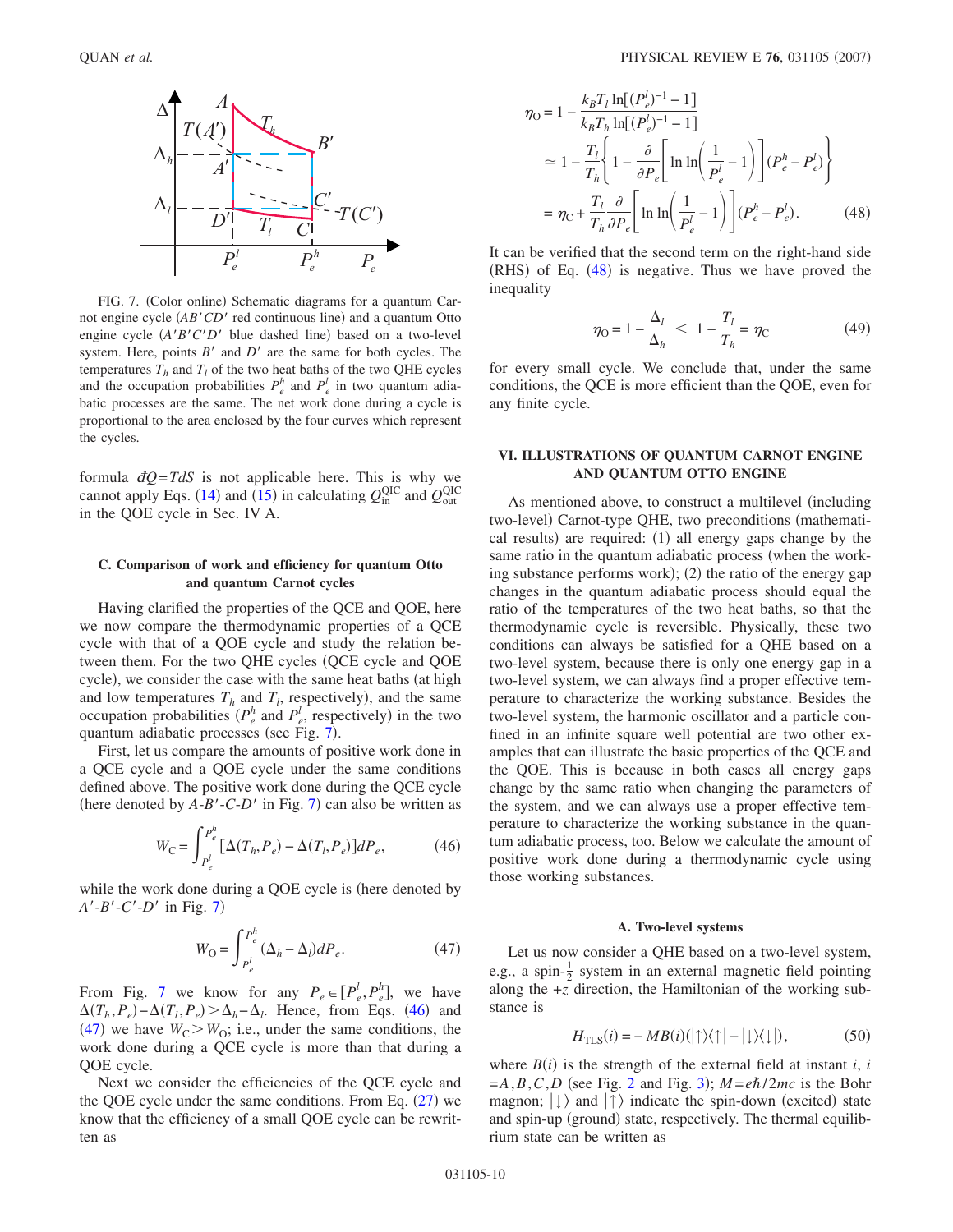FIG. 7. (Color online) Schematic diagrams for a quantum Carnot engine cycle ($AB'CD'$ red continuous line) and a quantum Otto engine cycle ($A'B'C'D'$ blue dashed line) based on a two-level system. Here, points $B'$ and $D'$ are the same for both cycles. The temperatures $T_h$ and $T_l$ of the two heat baths of the two QHE cycles and the occupation probabilities $P_e^h$ and $P_e^l$ in two quantum adiabatic processes are the same. The net work done during a cycle is proportional to the area enclosed by the four curves which represent the cycles.

formula $đQ=TdS$ is not applicable here. This is why we cannot apply Eqs. (14) and (15) in calculating $Q_{\text{in}}^{\text{QIC}}$ and $Q_{\text{out}}^{\text{QIC}}$ in the QOE cycle in Sec. IV A.

### C. Comparison of work and efficiency for quantum Otto and quantum Carnot cycles

Having clarified the properties of the QCE and QOE, here we now compare the thermodynamic properties of a QCE cycle with that of a QOE cycle and study the relation between them. For the two QHE cycles (QCE cycle and QOE cycle), we consider the case with the same heat baths (at high and low temperatures $T_h$ and $T_l$, respectively), and the same occupation probabilities ($P_e^h$ and $P_e^l$, respectively) in the two quantum adiabatic processes (see Fig. 7).

First, let us compare the amounts of positive work done in a QCE cycle and a QOE cycle under the same conditions defined above. The positive work done during the QCE cycle (here denoted by $A$-$B'$-$C$-$D'$ in Fig. 7) can also be written as

$$W_{\text{C}}=\int_{P_e^l}^{P_e^h}[\Delta(T_h,P_e)-\Delta(T_l,P_e)]dP_e, \tag{46}$$

while the work done during a QOE cycle is (here denoted by $A'$-$B'$-$C'$-$D'$ in Fig. 7)

$$W_{\text{O}}=\int_{P_e^l}^{P_e^h}(\Delta_h-\Delta_l)dP_e. \tag{47}$$

From Fig. 7 we know for any $P_e\in[P_e^l,P_e^h]$, we have $\Delta(T_h,P_e)-\Delta(T_l,P_e)>\Delta_h-\Delta_l$. Hence, from Eqs. (46) and (47) we have $W_{\text{C}}>W_{\text{O}}$; i.e., under the same conditions, the work done during a QCE cycle is more than that during a QOE cycle.

Next we consider the efficiencies of the QCE cycle and the QOE cycle under the same conditions. From Eq. (27) we know that the efficiency of a small QOE cycle can be rewritten as

$$\begin{aligned}
\eta_{\text{O}}&=1-\frac{k_BT_l\ln[(P_e^l)^{-1}-1]}{k_BT_h\ln[(P_e^l)^{-1}-1]}\\
&\simeq 1-\frac{T_l}{T_h}\left\{1-\frac{\partial}{\partial P_e}\left[\ln\ln\left(\frac{1}{P_e^l}-1\right)\right](P_e^h-P_e^l)\right\}\\
&=\eta_{\text{C}}+\frac{T_l}{T_h}\frac{\partial}{\partial P_e}\left[\ln\ln\left(\frac{1}{P_e^l}-1\right)\right](P_e^h-P_e^l).
\end{aligned} \tag{48}$$

It can be verified that the second term on the right-hand side (RHS) of Eq. (48) is negative. Thus we have proved the inequality

$$\eta_{\text{O}}=1-\frac{\Delta_l}{\Delta_h}<1-\frac{T_l}{T_h}=\eta_{\text{C}} \tag{49}$$

for every small cycle. We conclude that, under the same conditions, the QCE is more efficient than the QOE, even for any finite cycle.

## VI. ILLUSTRATIONS OF QUANTUM CARNOT ENGINE AND QUANTUM OTTO ENGINE

As mentioned above, to construct a multilevel (including two-level) Carnot-type QHE, two preconditions (mathematical results) are required: (1) all energy gaps change by the same ratio in the quantum adiabatic process (when the working substance performs work); (2) the ratio of the energy gap changes in the quantum adiabatic process should equal the ratio of the temperatures of the two heat baths, so that the thermodynamic cycle is reversible. Physically, these two conditions can always be satisfied for a QHE based on a two-level system, because there is only one energy gap in a two-level system, we can always find a proper effective temperature to characterize the working substance. Besides the two-level system, the harmonic oscillator and a particle confined in an infinite square well potential are two other examples that can illustrate the basic properties of the QCE and the QOE. This is because in both cases all energy gaps change by the same ratio when changing the parameters of the system, and we can always use a proper effective temperature to characterize the working substance in the quantum adiabatic process, too. Below we calculate the amount of positive work done during a thermodynamic cycle using those working substances.

### A. Two-level systems

Let us now consider a QHE based on a two-level system, e.g., a spin-$\frac{1}{2}$ system in an external magnetic field pointing along the $+z$ direction, the Hamiltonian of the working substance is

$$H_{\text{TLS}}(i)=-MB(i)(|\uparrow\rangle\langle\uparrow|-|\downarrow\rangle\langle\downarrow|), \tag{50}$$

where $B(i)$ is the strength of the external field at instant $i$, $i=A,B,C,D$ (see Fig. 2 and Fig. 3); $M=e\hbar/2mc$ is the Bohr magnon; $|\downarrow\rangle$ and $|\uparrow\rangle$ indicate the spin-down (excited) state and spin-up (ground) state, respectively. The thermal equilibrium state can be written as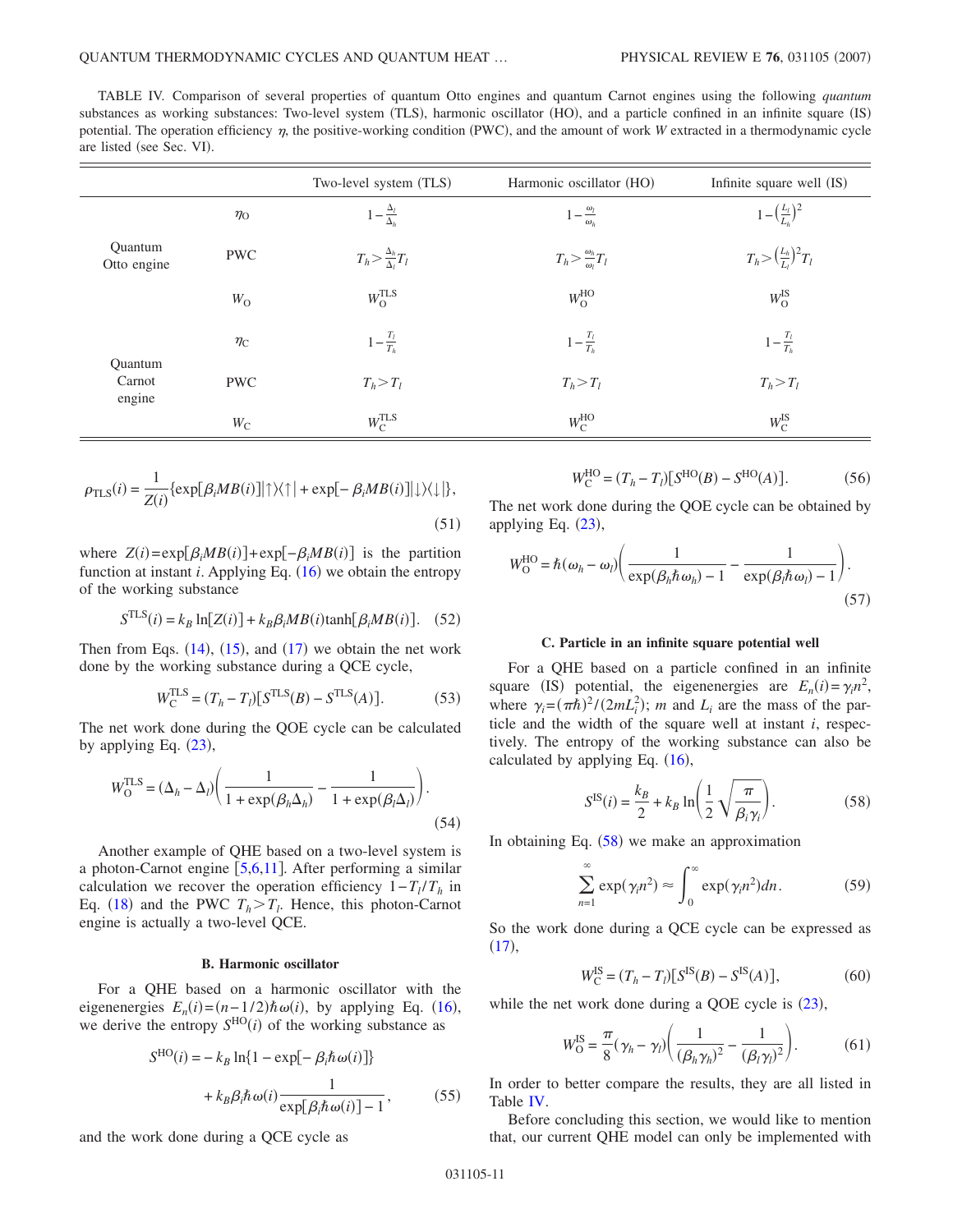TABLE IV. Comparison of several properties of quantum Otto engines and quantum Carnot engines using the following *quantum* substances as working substances: Two-level system (TLS), harmonic oscillator (HO), and a particle confined in an infinite square (IS) potential. The operation efficiency $\eta$, the positive-working condition (PWC), and the amount of work $W$ extracted in a thermodynamic cycle are listed (see Sec. VI).

| | | Two-level system (TLS) | Harmonic oscillator (HO) | Infinite square well (IS) |
|---|---|---|---|---|
| Quantum Otto engine | $\eta_{\mathrm{O}}$ | $1-\frac{\Delta_l}{\Delta_h}$ | $1-\frac{\omega_l}{\omega_h}$ | $1-\left(\frac{L_l}{L_h}\right)^2$ |
| | PWC | $T_h > \frac{\Delta_h}{\Delta_l} T_l$ | $T_h > \frac{\omega_h}{\omega_l} T_l$ | $T_h > \left(\frac{L_h}{L_l}\right)^2 T_l$ |
| | $W_{\mathrm{O}}$ | $W_{\mathrm{O}}^{\mathrm{TLS}}$ | $W_{\mathrm{O}}^{\mathrm{HO}}$ | $W_{\mathrm{O}}^{\mathrm{IS}}$ |
| Quantum Carnot engine | $\eta_{\mathrm{C}}$ | $1-\frac{T_l}{T_h}$ | $1-\frac{T_l}{T_h}$ | $1-\frac{T_l}{T_h}$ |
| | PWC | $T_h > T_l$ | $T_h > T_l$ | $T_h > T_l$ |
| | $W_{\mathrm{C}}$ | $W_{\mathrm{C}}^{\mathrm{TLS}}$ | $W_{\mathrm{C}}^{\mathrm{HO}}$ | $W_{\mathrm{C}}^{\mathrm{IS}}$ |

$$\rho_{\mathrm{TLS}}(i) = \frac{1}{Z(i)}\{\exp[\beta_i MB(i)]|\uparrow\rangle\langle\uparrow| + \exp[-\beta_i MB(i)]|\downarrow\rangle\langle\downarrow|\}, \tag{51}$$

where $Z(i)=\exp[\beta_i MB(i)]+\exp[-\beta_i MB(i)]$ is the partition function at instant $i$. Applying Eq. (16) we obtain the entropy of the working substance

$$S^{\mathrm{TLS}}(i) = k_B \ln[Z(i)] + k_B \beta_i MB(i) \tanh[\beta_i MB(i)]. \tag{52}$$

Then from Eqs. (14), (15), and (17) we obtain the net work done by the working substance during a QCE cycle,

$$W_{\mathrm{C}}^{\mathrm{TLS}} = (T_h - T_l)[S^{\mathrm{TLS}}(B) - S^{\mathrm{TLS}}(A)]. \tag{53}$$

The net work done during the QOE cycle can be calculated by applying Eq. (23),

$$W_{\mathrm{O}}^{\mathrm{TLS}} = (\Delta_h - \Delta_l)\left(\frac{1}{1+\exp(\beta_h \Delta_h)} - \frac{1}{1+\exp(\beta_l \Delta_l)}\right). \tag{54}$$

Another example of QHE based on a two-level system is a photon-Carnot engine [5,6,11]. After performing a similar calculation we recover the operation efficiency $1-T_l/T_h$ in Eq. (18) and the PWC $T_h > T_l$. Hence, this photon-Carnot engine is actually a two-level QCE.

### B. Harmonic oscillator

For a QHE based on a harmonic oscillator with the eigenenergies $E_n(i)=(n-1/2)\hbar\omega(i)$, by applying Eq. (16), we derive the entropy $S^{\mathrm{HO}}(i)$ of the working substance as

$$S^{\mathrm{HO}}(i) = -k_B \ln\{1-\exp[-\beta_i \hbar\omega(i)]\} + k_B \beta_i \hbar\omega(i) \frac{1}{\exp[\beta_i \hbar\omega(i)]-1}, \tag{55}$$

and the work done during a QCE cycle as

$$W_{\mathrm{C}}^{\mathrm{HO}} = (T_h - T_l)[S^{\mathrm{HO}}(B) - S^{\mathrm{HO}}(A)]. \tag{56}$$

The net work done during the QOE cycle can be obtained by applying Eq. (23),

$$W_{\mathrm{O}}^{\mathrm{HO}} = \hbar(\omega_h - \omega_l)\left(\frac{1}{\exp(\beta_h \hbar\omega_h)-1} - \frac{1}{\exp(\beta_l \hbar\omega_l)-1}\right). \tag{57}$$

### C. Particle in an infinite square potential well

For a QHE based on a particle confined in an infinite square (IS) potential, the eigenenergies are $E_n(i)=\gamma_i n^2$, where $\gamma_i=(\pi\hbar)^2/(2mL_i^2)$; $m$ and $L_i$ are the mass of the particle and the width of the square well at instant $i$, respectively. The entropy of the working substance can also be calculated by applying Eq. (16),

$$S^{\mathrm{IS}}(i) = \frac{k_B}{2} + k_B \ln\left(\frac{1}{2}\sqrt{\frac{\pi}{\beta_i \gamma_i}}\right). \tag{58}$$

In obtaining Eq. (58) we make an approximation

$$\sum_{n=1}^{\infty} \exp(\gamma_i n^2) \approx \int_0^{\infty} \exp(\gamma_i n^2) dn. \tag{59}$$

So the work done during a QCE cycle can be expressed as (17),

$$W_{\mathrm{C}}^{\mathrm{IS}} = (T_h - T_l)[S^{\mathrm{IS}}(B) - S^{\mathrm{IS}}(A)], \tag{60}$$

while the net work done during a QOE cycle is (23),

$$W_{\mathrm{O}}^{\mathrm{IS}} = \frac{\pi}{8}(\gamma_h - \gamma_l)\left(\frac{1}{(\beta_h \gamma_h)^2} - \frac{1}{(\beta_l \gamma_l)^2}\right). \tag{61}$$

In order to better compare the results, they are all listed in Table IV.

Before concluding this section, we would like to mention that, our current QHE model can only be implemented with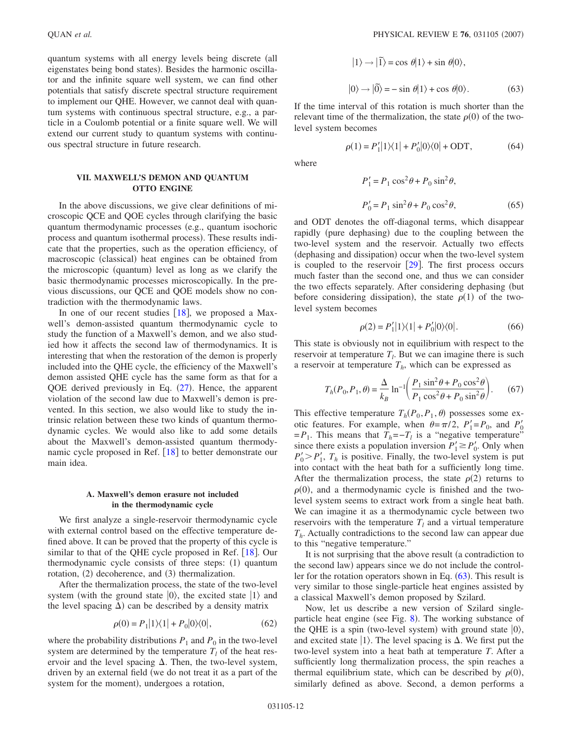quantum systems with all energy levels being discrete (all eigenstates being bond states). Besides the harmonic oscillator and the infinite square well system, we can find other potentials that satisfy discrete spectral structure requirement to implement our QHE. However, we cannot deal with quantum systems with continuous spectral structure, e.g., a particle in a Coulomb potential or a finite square well. We will extend our current study to quantum systems with continuous spectral structure in future research.

## VII. MAXWELL'S DEMON AND QUANTUM OTTO ENGINE

In the above discussions, we give clear definitions of microscopic QCE and QOE cycles through clarifying the basic quantum thermodynamic processes (e.g., quantum isochoric process and quantum isothermal process). These results indicate that the properties, such as the operation efficiency, of macroscopic (classical) heat engines can be obtained from the microscopic (quantum) level as long as we clarify the basic thermodynamic processes microscopically. In the previous discussions, our QCE and QOE models show no contradiction with the thermodynamic laws.

In one of our recent studies [18], we proposed a Maxwell's demon-assisted quantum thermodynamic cycle to study the function of a Maxwell's demon, and we also studied how it affects the second law of thermodynamics. It is interesting that when the restoration of the demon is properly included into the QHE cycle, the efficiency of the Maxwell's demon assisted QHE cycle has the same form as that for a QOE derived previously in Eq. (27). Hence, the apparent violation of the second law due to Maxwell's demon is prevented. In this section, we also would like to study the intrinsic relation between these two kinds of quantum thermodynamic cycles. We would also like to add some details about the Maxwell's demon-assisted quantum thermodynamic cycle proposed in Ref. [18] to better demonstrate our main idea.

### A. Maxwell's demon erasure not included in the thermodynamic cycle

We first analyze a single-reservoir thermodynamic cycle with external control based on the effective temperature defined above. It can be proved that the property of this cycle is similar to that of the QHE cycle proposed in Ref. [18]. Our thermodynamic cycle consists of three steps: (1) quantum rotation, (2) decoherence, and (3) thermalization.

After the thermalization process, the state of the two-level system (with the ground state $|0\rangle$, the excited state $|1\rangle$ and the level spacing $\Delta$) can be described by a density matrix

$$\rho(0) = P_1|1\rangle\langle 1| + P_0|0\rangle\langle 0|, \tag{62}$$

where the probability distributions $P_1$ and $P_0$ in the two-level system are determined by the temperature $T_l$ of the heat reservoir and the level spacing $\Delta$. Then, the two-level system, driven by an external field (we do not treat it as a part of the system for the moment), undergoes a rotation,

$$|1\rangle \rightarrow |\tilde{1}\rangle = \cos\theta|1\rangle + \sin\theta|0\rangle,$$

$$|0\rangle \rightarrow |\tilde{0}\rangle = -\sin\theta|1\rangle + \cos\theta|0\rangle. \tag{63}$$

If the time interval of this rotation is much shorter than the relevant time of the thermalization, the state $\rho(0)$ of the two-level system becomes

$$\rho(1) = P_1'|1\rangle\langle 1| + P_0'|0\rangle\langle 0| + \text{ODT}, \tag{64}$$

where

$$P_1' = P_1\cos^2\theta + P_0\sin^2\theta,$$

$$P_0' = P_1\sin^2\theta + P_0\cos^2\theta, \tag{65}$$

and ODT denotes the off-diagonal terms, which disappear rapidly (pure dephasing) due to the coupling between the two-level system and the reservoir. Actually two effects (dephasing and dissipation) occur when the two-level system is coupled to the reservoir [29]. The first process occurs much faster than the second one, and thus we can consider the two effects separately. After considering dephasing (but before considering dissipation), the state $\rho(1)$ of the two-level system becomes

$$\rho(2) = P_1'|1\rangle\langle 1| + P_0'|0\rangle\langle 0|. \tag{66}$$

This state is obviously not in equilibrium with respect to the reservoir at temperature $T_l$. But we can imagine there is such a reservoir at temperature $T_h$, which can be expressed as

$$T_h(P_0,P_1,\theta) = \frac{\Delta}{k_B}\ln^{-1}\left(\frac{P_1\sin^2\theta + P_0\cos^2\theta}{P_1\cos^2\theta + P_0\sin^2\theta}\right). \tag{67}$$

This effective temperature $T_h(P_0,P_1,\theta)$ possesses some exotic features. For example, when $\theta=\pi/2$, $P_1'=P_0$, and $P_0'=P_1$. This means that $T_h=-T_l$ is a "negative temperature" since there exists a population inversion $P_1' \geq P_0'$. Only when $P_0' > P_1'$, $T_h$ is positive. Finally, the two-level system is put into contact with the heat bath for a sufficiently long time. After the thermalization process, the state $\rho(2)$ returns to $\rho(0)$, and a thermodynamic cycle is finished and the two-level system seems to extract work from a single heat bath. We can imagine it as a thermodynamic cycle between two reservoirs with the temperature $T_l$ and a virtual temperature $T_h$. Actually contradictions to the second law can appear due to this "negative temperature."

It is not surprising that the above result (a contradiction to the second law) appears since we do not include the controller for the rotation operators shown in Eq. (63). This result is very similar to those single-particle heat engines assisted by a classical Maxwell's demon proposed by Szilard.

Now, let us describe a new version of Szilard single-particle heat engine (see Fig. 8). The working substance of the QHE is a spin (two-level system) with ground state $|0\rangle$, and excited state $|1\rangle$. The level spacing is $\Delta$. We first put the two-level system into a heat bath at temperature $T$. After a sufficiently long thermalization process, the spin reaches a thermal equilibrium state, which can be described by $\rho(0)$, similarly defined as above. Second, a demon performs a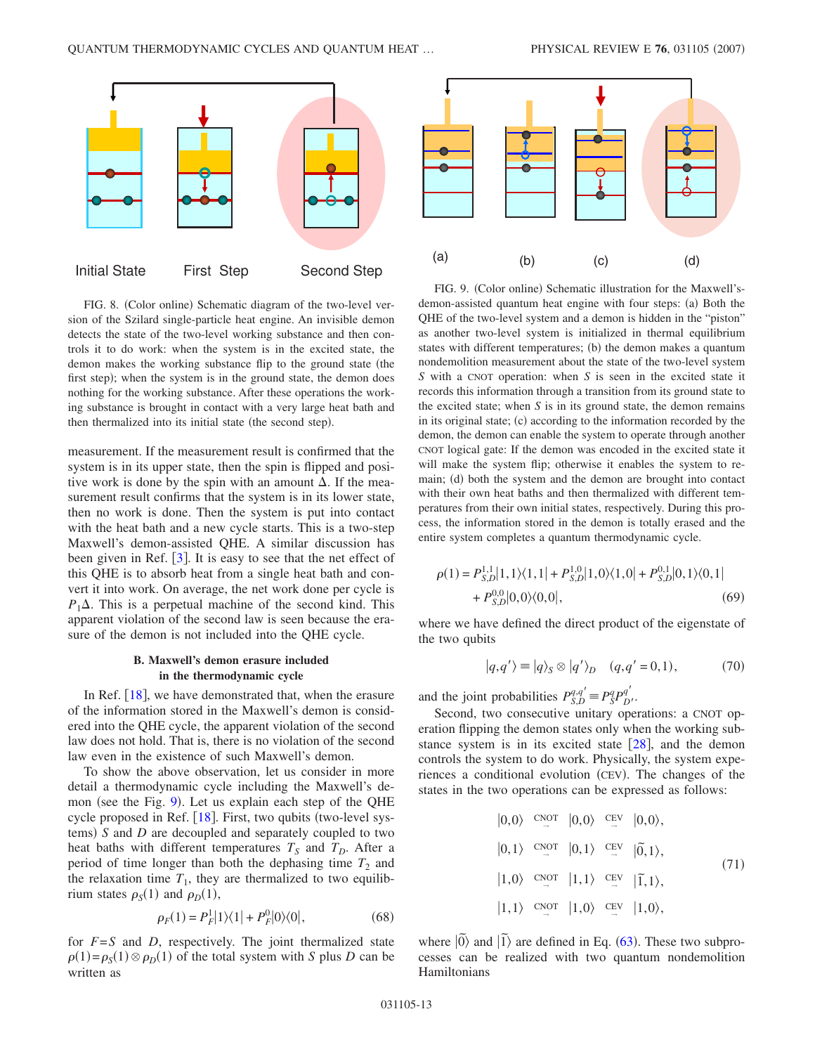Initial State   First Step   Second Step

FIG. 8. (Color online) Schematic diagram of the two-level version of the Szilard single-particle heat engine. An invisible demon detects the state of the two-level working substance and then controls it to do work: when the system is in the excited state, the demon makes the working substance flip to the ground state (the first step); when the system is in the ground state, the demon does nothing for the working substance. After these operations the working substance is brought in contact with a very large heat bath and then thermalized into its initial state (the second step).

measurement. If the measurement result is confirmed that the system is in its upper state, then the spin is flipped and positive work is done by the spin with an amount $\Delta$. If the measurement result confirms that the system is in its lower state, then no work is done. Then the system is put into contact with the heat bath and a new cycle starts. This is a two-step Maxwell's demon-assisted QHE. A similar discussion has been given in Ref. [3]. It is easy to see that the net effect of this QHE is to absorb heat from a single heat bath and convert it into work. On average, the net work done per cycle is $P_1\Delta$. This is a perpetual machine of the second kind. This apparent violation of the second law is seen because the erasure of the demon is not included into the QHE cycle.

### B. Maxwell's demon erasure included in the thermodynamic cycle

In Ref. [18], we have demonstrated that, when the erasure of the information stored in the Maxwell's demon is considered into the QHE cycle, the apparent violation of the second law does not hold. That is, there is no violation of the second law even in the existence of such Maxwell's demon.

To show the above observation, let us consider in more detail a thermodynamic cycle including the Maxwell's demon (see the Fig. 9). Let us explain each step of the QHE cycle proposed in Ref. [18]. First, two qubits (two-level systems) $S$ and $D$ are decoupled and separately coupled to two heat baths with different temperatures $T_S$ and $T_D$. After a period of time longer than both the dephasing time $T_2$ and the relaxation time $T_1$, they are thermalized to two equilibrium states $\rho_S(1)$ and $\rho_D(1)$,

$$\rho_F(1) = P_F^1|1\rangle\langle 1| + P_F^0|0\rangle\langle 0|, \tag{68}$$

for $F=S$ and $D$, respectively. The joint thermalized state $\rho(1)=\rho_S(1)\otimes\rho_D(1)$ of the total system with $S$ plus $D$ can be written as

(a)   (b)   (c)   (d)

FIG. 9. (Color online) Schematic illustration for the Maxwell's-demon-assisted quantum heat engine with four steps: (a) Both the QHE of the two-level system and a demon is hidden in the "piston" as another two-level system is initialized in thermal equilibrium states with different temperatures; (b) the demon makes a quantum nondemolition measurement about the state of the two-level system $S$ with a CNOT operation: when $S$ is seen in the excited state it records this information through a transition from its ground state to the excited state; when $S$ is in its ground state, the demon remains in its original state; (c) according to the information recorded by the demon, the demon can enable the system to operate through another CNOT logical gate: If the demon was encoded in the excited state it will make the system flip; otherwise it enables the system to remain; (d) both the system and the demon are brought into contact with their own heat baths and then thermalized with different temperatures from their own initial states, respectively. During this process, the information stored in the demon is totally erased and the entire system completes a quantum thermodynamic cycle.

$$\rho(1) = P_{S,D}^{1,1}|1,1\rangle\langle 1,1| + P_{S,D}^{1,0}|1,0\rangle\langle 1,0| + P_{S,D}^{0,1}|0,1\rangle\langle 0,1| + P_{S,D}^{0,0}|0,0\rangle\langle 0,0|, \tag{69}$$

where we have defined the direct product of the eigenstate of the two qubits

$$|q,q'\rangle \equiv |q\rangle_S \otimes |q'\rangle_D \quad (q,q'=0,1), \tag{70}$$

and the joint probabilities $P_{S,D}^{q,q'} \equiv P_S^q P_{D'}^{q'}$.

Second, two consecutive unitary operations: a CNOT operation flipping the demon states only when the working substance system is in its excited state [28], and the demon controls the system to do work. Physically, the system experiences a conditional evolution (CEV). The changes of the states in the two operations can be expressed as follows:

$$\begin{aligned}
|0,0\rangle &\overset{\text{CNOT}}{\rightarrow} |0,0\rangle \overset{\text{CEV}}{\rightarrow} |0,0\rangle, \\
|0,1\rangle &\overset{\text{CNOT}}{\rightarrow} |0,1\rangle \overset{\text{CEV}}{\rightarrow} |\tilde{0},1\rangle, \\
|1,0\rangle &\overset{\text{CNOT}}{\rightarrow} |1,1\rangle \overset{\text{CEV}}{\rightarrow} |\tilde{1},1\rangle, \\
|1,1\rangle &\overset{\text{CNOT}}{\rightarrow} |1,0\rangle \overset{\text{CEV}}{\rightarrow} |1,0\rangle,
\end{aligned} \tag{71}$$

where $|\tilde{0}\rangle$ and $|\tilde{1}\rangle$ are defined in Eq. (63). These two subprocesses can be realized with two quantum nondemolition Hamiltonians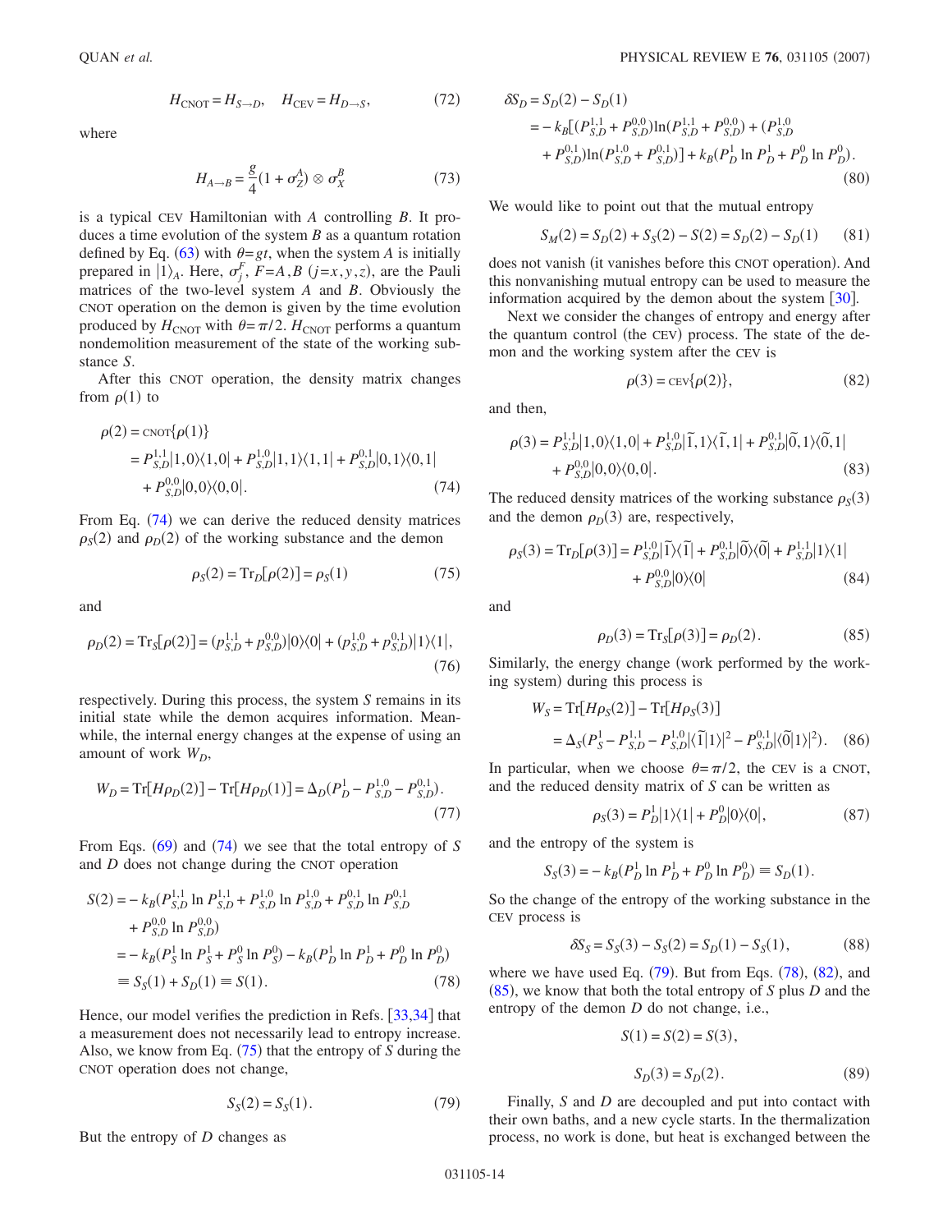$$H_{\text{CNOT}} = H_{S\to D}, \quad H_{\text{CEV}} = H_{D\to S}, \tag{72}$$

where

$$H_{A\to B} = \frac{g}{4}(1+\sigma_Z^A) \otimes \sigma_X^B \tag{73}$$

is a typical CEV Hamiltonian with $A$ controlling $B$. It produces a time evolution of the system $B$ as a quantum rotation defined by Eq. (63) with $\theta = gt$, when the system $A$ is initially prepared in $|1\rangle_A$. Here, $\sigma_j^F$, $F=A,B$ $(j=x,y,z)$, are the Pauli matrices of the two-level system $A$ and $B$. Obviously the CNOT operation on the demon is given by the time evolution produced by $H_{\text{CNOT}}$ with $\theta=\pi/2$. $H_{\text{CNOT}}$ performs a quantum nondemolition measurement of the state of the working substance $S$.

After this CNOT operation, the density matrix changes from $\rho(1)$ to

$$\begin{aligned}\rho(2) &= \text{CNOT}\{\rho(1)\} \\ &= P_{S,D}^{1,1}|1,0\rangle\langle 1,0| + P_{S,D}^{1,0}|1,1\rangle\langle 1,1| + P_{S,D}^{0,1}|0,1\rangle\langle 0,1| \\ &\quad + P_{S,D}^{0,0}|0,0\rangle\langle 0,0|.\end{aligned} \tag{74}$$

From Eq. (74) we can derive the reduced density matrices $\rho_S(2)$ and $\rho_D(2)$ of the working substance and the demon

$$\rho_S(2) = \text{Tr}_D[\rho(2)] = \rho_S(1) \tag{75}$$

and

$$\rho_D(2) = \text{Tr}_S[\rho(2)] = (p_{S,D}^{1,1} + p_{S,D}^{0,0})|0\rangle\langle 0| + (p_{S,D}^{1,0} + p_{S,D}^{0,1})|1\rangle\langle 1|, \tag{76}$$

respectively. During this process, the system $S$ remains in its initial state while the demon acquires information. Meanwhile, the internal energy changes at the expense of using an amount of work $W_D$,

$$W_D = \text{Tr}[H\rho_D(2)] - \text{Tr}[H\rho_D(1)] = \Delta_D(P_D^1 - P_{S,D}^{1,0} - P_{S,D}^{0,1}). \tag{77}$$

From Eqs. (69) and (74) we see that the total entropy of $S$ and $D$ does not change during the CNOT operation

$$\begin{aligned}S(2) &= -k_B(P_{S,D}^{1,1}\ln P_{S,D}^{1,1} + P_{S,D}^{1,0}\ln P_{S,D}^{1,0} + P_{S,D}^{0,1}\ln P_{S,D}^{0,1} \\ &\quad + P_{S,D}^{0,0}\ln P_{S,D}^{0,0}) \\ &= -k_B(P_S^1\ln P_S^1 + P_S^0 \ln P_S^0) - k_B(P_D^1 \ln P_D^1 + P_D^0\ln P_D^0) \\ &\equiv S_S(1) + S_D(1) \equiv S(1).\end{aligned} \tag{78}$$

Hence, our model verifies the prediction in Refs. [33,34] that a measurement does not necessarily lead to entropy increase. Also, we know from Eq. (75) that the entropy of $S$ during the CNOT operation does not change,

$$S_S(2) = S_S(1). \tag{79}$$

But the entropy of $D$ changes as

$$\begin{aligned}\delta S_D &= S_D(2) - S_D(1) \\ &= -k_B[(P_{S,D}^{1,1} + P_{S,D}^{0,0})\ln(P_{S,D}^{1,1} + P_{S,D}^{0,0}) + (P_{S,D}^{1,0} \\ &\quad + P_{S,D}^{0,1})\ln(P_{S,D}^{1,0} + P_{S,D}^{0,1})] + k_B(P_D^1\ln P_D^1 + P_D^0\ln P_D^0).\end{aligned} \tag{80}$$

We would like to point out that the mutual entropy

$$S_M(2) = S_D(2) + S_S(2) - S(2) = S_D(2) - S_D(1) \tag{81}$$

does not vanish (it vanishes before this CNOT operation). And this nonvanishing mutual entropy can be used to measure the information acquired by the demon about the system [30].

Next we consider the changes of entropy and energy after the quantum control (the CEV) process. The state of the demon and the working system after the CEV is

$$\rho(3) = \text{CEV}\{\rho(2)\}, \tag{82}$$

and then,

$$\begin{aligned}\rho(3) &= P_{S,D}^{1,1}|1,0\rangle\langle 1,0| + P_{S,D}^{1,0}|\tilde{1},1\rangle\langle\tilde{1},1| + P_{S,D}^{0,1}|\tilde{0},1\rangle\langle\tilde{0},1| \\ &\quad + P_{S,D}^{0,0}|0,0\rangle\langle 0,0|.\end{aligned} \tag{83}$$

The reduced density matrices of the working substance $\rho_S(3)$ and the demon $\rho_D(3)$ are, respectively,

$$\begin{aligned}\rho_S(3) = \text{Tr}_D[\rho(3)] &= P_{S,D}^{1,0}|\tilde{1}\rangle\langle\tilde{1}| + P_{S,D}^{0,1}|\tilde{0}\rangle\langle\tilde{0}| + P_{S,D}^{1,1}|1\rangle\langle 1| \\ &\quad + P_{S,D}^{0,0}|0\rangle\langle 0|\end{aligned} \tag{84}$$

and

$$\rho_D(3) = \text{Tr}_S[\rho(3)] = \rho_D(2). \tag{85}$$

Similarly, the energy change (work performed by the working system) during this process is

$$\begin{aligned}W_S &= \text{Tr}[H\rho_S(2)] - \text{Tr}[H\rho_S(3)] \\ &= \Delta_S(P_S^1 - P_{S,D}^{1,1} - P_{S,D}^{1,0}|\langle\tilde{1}|1\rangle|^2 - P_{S,D}^{0,1}|\langle\tilde{0}|1\rangle|^2).\end{aligned} \tag{86}$$

In particular, when we choose $\theta=\pi/2$, the CEV is a CNOT, and the reduced density matrix of $S$ can be written as

$$\rho_S(3) = P_D^1|1\rangle\langle 1| + P_D^0|0\rangle\langle 0|, \tag{87}$$

and the entropy of the system is

$$S_S(3) = -k_B(P_D^1\ln P_D^1 + P_D^0\ln P_D^0) \equiv S_D(1).$$

So the change of the entropy of the working substance in the CEV process is

$$\delta S_S = S_S(3) - S_S(2) = S_D(1) - S_S(1), \tag{88}$$

where we have used Eq. (79). But from Eqs. (78), (82), and (85), we know that both the total entropy of $S$ plus $D$ and the entropy of the demon $D$ do not change, i.e.,

$$S(1) = S(2) = S(3),$$

$$S_D(3) = S_D(2). \tag{89}$$

Finally, $S$ and $D$ are decoupled and put into contact with their own baths, and a new cycle starts. In the thermalization process, no work is done, but heat is exchanged between the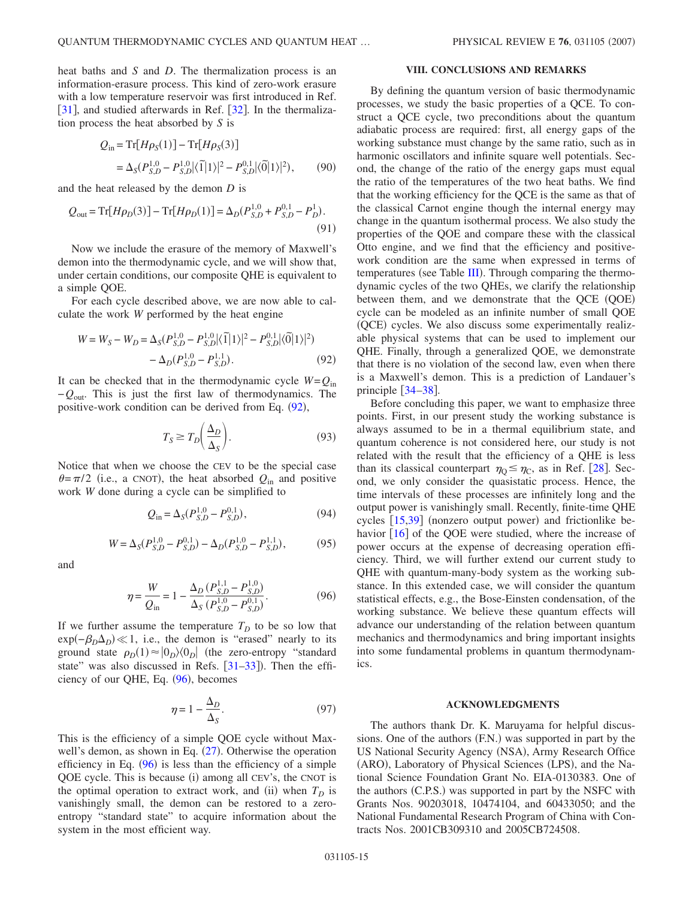heat baths and $S$ and $D$. The thermalization process is an information-erasure process. This kind of zero-work erasure with a low temperature reservoir was first introduced in Ref. [31], and studied afterwards in Ref. [32]. In the thermalization process the heat absorbed by $S$ is

$$
\begin{aligned}
Q_{\text{in}} &= \text{Tr}[H\rho_S(1)] - \text{Tr}[H\rho_S(3)] \\
&= \Delta_S(P_{S,D}^{1,0} - P_{S,D}^{1,0}|\langle\tilde{1}|1\rangle|^2 - P_{S,D}^{0,1}|\langle\tilde{0}|1\rangle|^2), \qquad (90)
\end{aligned}
$$

and the heat released by the demon $D$ is

$$
Q_{\text{out}} = \text{Tr}[H\rho_D(3)] - \text{Tr}[H\rho_D(1)] = \Delta_D(P_{S,D}^{1,0} + P_{S,D}^{0,1} - P_D^1). \qquad (91)
$$

Now we include the erasure of the memory of Maxwell's demon into the thermodynamic cycle, and we will show that, under certain conditions, our composite QHE is equivalent to a simple QOE.

For each cycle described above, we are now able to calculate the work $W$ performed by the heat engine

$$
\begin{aligned}
W = W_S - W_D &= \Delta_S(P_{S,D}^{1,0} - P_{S,D}^{1,0}|\langle\tilde{1}|1\rangle|^2 - P_{S,D}^{0,1}|\langle\tilde{0}|1\rangle|^2) \\
&\quad - \Delta_D(P_{S,D}^{1,0} - P_{S,D}^{1,1}). \qquad (92)
\end{aligned}
$$

It can be checked that in the thermodynamic cycle $W = Q_{\text{in}} - Q_{\text{out}}$. This is just the first law of thermodynamics. The positive-work condition can be derived from Eq. (92),

$$
T_S \geq T_D\left(\frac{\Delta_D}{\Delta_S}\right). \qquad (93)
$$

Notice that when we choose the CEV to be the special case $\theta = \pi/2$ (i.e., a CNOT), the heat absorbed $Q_{\text{in}}$ and positive work $W$ done during a cycle can be simplified to

$$
Q_{\text{in}} = \Delta_S(P_{S,D}^{1,0} - P_{S,D}^{0,1}), \qquad (94)
$$

$$
W = \Delta_S(P_{S,D}^{1,0} - P_{S,D}^{0,1}) - \Delta_D(P_{S,D}^{1,0} - P_{S,D}^{1,1}), \qquad (95)
$$

and

$$
\eta = \frac{W}{Q_{\text{in}}} = 1 - \frac{\Delta_D}{\Delta_S}\frac{(P_{S,D}^{1,1} - P_{S,D}^{1,0})}{(P_{S,D}^{1,0} - P_{S,D}^{0,1})}. \qquad (96)
$$

If we further assume the temperature $T_D$ to be so low that $\exp(-\beta_D\Delta_D) \ll 1$, i.e., the demon is "erased" nearly to its ground state $\rho_D(1) \approx |0_D\rangle\langle 0_D|$ (the zero-entropy "standard state" was also discussed in Refs. [31–33]). Then the efficiency of our QHE, Eq. (96), becomes

$$
\eta = 1 - \frac{\Delta_D}{\Delta_S}. \qquad (97)
$$

This is the efficiency of a simple QOE cycle without Maxwell's demon, as shown in Eq. (27). Otherwise the operation efficiency in Eq. (96) is less than the efficiency of a simple QOE cycle. This is because (i) among all CEV's, the CNOT is the optimal operation to extract work, and (ii) when $T_D$ is vanishingly small, the demon can be restored to a zero-entropy "standard state" to acquire information about the system in the most efficient way.

## VIII. CONCLUSIONS AND REMARKS

By defining the quantum version of basic thermodynamic processes, we study the basic properties of a QCE. To construct a QCE cycle, two preconditions about the quantum adiabatic process are required: first, all energy gaps of the working substance must change by the same ratio, such as in harmonic oscillators and infinite square well potentials. Second, the change of the ratio of the energy gaps must equal the ratio of the temperatures of the two heat baths. We find that the working efficiency for the QCE is the same as that of the classical Carnot engine though the internal energy may change in the quantum isothermal process. We also study the properties of the QOE and compare these with the classical Otto engine, and we find that the efficiency and positive-work condition are the same when expressed in terms of temperatures (see Table III). Through comparing the thermodynamic cycles of the two QHEs, we clarify the relationship between them, and we demonstrate that the QCE (QOE) cycle can be modeled as an infinite number of small QOE (QCE) cycles. We also discuss some experimentally realizable physical systems that can be used to implement our QHE. Finally, through a generalized QOE, we demonstrate that there is no violation of the second law, even when there is a Maxwell's demon. This is a prediction of Landauer's principle [34–38].

Before concluding this paper, we want to emphasize three points. First, in our present study the working substance is always assumed to be in a thermal equilibrium state, and quantum coherence is not considered here, our study is not related with the result that the efficiency of a QHE is less than its classical counterpart $\eta_Q \leq \eta_C$, as in Ref. [28]. Second, we only consider the quasistatic process. Hence, the time intervals of these processes are infinitely long and the output power is vanishingly small. Recently, finite-time QHE cycles [15,39] (nonzero output power) and frictionlike behavior [16] of the QOE were studied, where the increase of power occurs at the expense of decreasing operation efficiency. Third, we will further extend our current study to QHE with quantum-many-body system as the working substance. In this extended case, we will consider the quantum statistical effects, e.g., the Bose-Einsten condensation, of the working substance. We believe these quantum effects will advance our understanding of the relation between quantum mechanics and thermodynamics and bring important insights into some fundamental problems in quantum thermodynamics.

## ACKNOWLEDGMENTS

The authors thank Dr. K. Maruyama for helpful discussions. One of the authors (F.N.) was supported in part by the US National Security Agency (NSA), Army Research Office (ARO), Laboratory of Physical Sciences (LPS), and the National Science Foundation Grant No. EIA-0130383. One of the authors (C.P.S.) was supported in part by the NSFC with Grants Nos. 90203018, 10474104, and 60433050; and the National Fundamental Research Program of China with Contracts Nos. 2001CB309310 and 2005CB724508.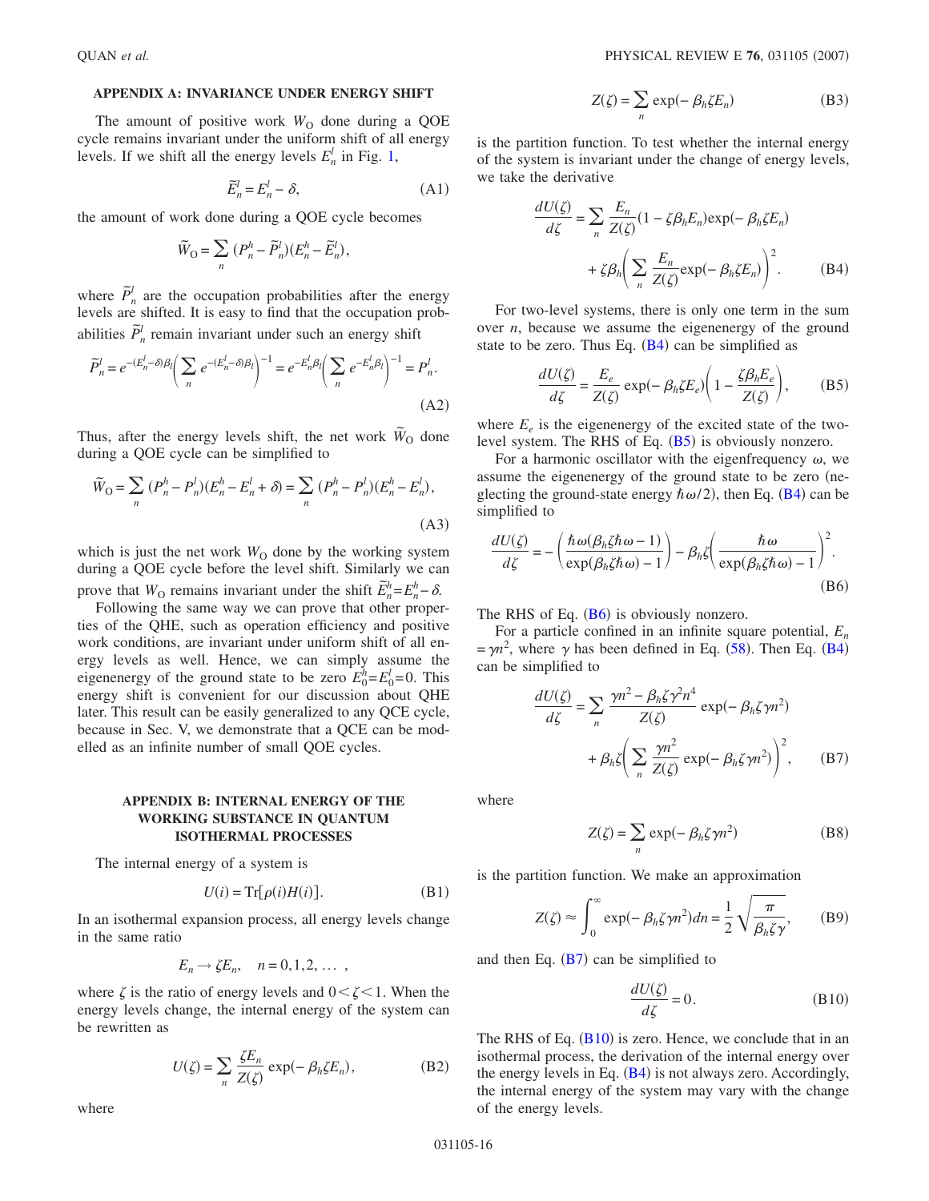## APPENDIX A: INVARIANCE UNDER ENERGY SHIFT

The amount of positive work $W_O$ done during a QOE cycle remains invariant under the uniform shift of all energy levels. If we shift all the energy levels $E_n^l$ in Fig. 1,

$$\tilde{E}_n^l = E_n^l - \delta, \tag{A1}$$

the amount of work done during a QOE cycle becomes

$$\tilde{W}_O = \sum_n (P_n^h - \tilde{P}_n^l)(E_n^h - \tilde{E}_n^l),$$

where $\tilde{P}_n^l$ are the occupation probabilities after the energy levels are shifted. It is easy to find that the occupation probabilities $\tilde{P}_n^l$ remain invariant under such an energy shift

$$\tilde{P}_n^l = e^{-(E_n^l-\delta)\beta_l}\left(\sum_n e^{-(E_n^l-\delta)\beta_l}\right)^{-1} = e^{-E_n^l\beta_l}\left(\sum_n e^{-E_n^l\beta_l}\right)^{-1} = P_n^l. \tag{A2}$$

Thus, after the energy levels shift, the net work $\tilde{W}_O$ done during a QOE cycle can be simplified to

$$\tilde{W}_O = \sum_n (P_n^h - P_n^l)(E_n^h - E_n^l + \delta) = \sum_n (P_n^h - P_n^l)(E_n^h - E_n^l), \tag{A3}$$

which is just the net work $W_O$ done by the working system during a QOE cycle before the level shift. Similarly we can prove that $W_O$ remains invariant under the shift $\tilde{E}_n^h = E_n^h - \delta$.

Following the same way we can prove that other properties of the QHE, such as operation efficiency and positive work conditions, are invariant under uniform shift of all energy levels as well. Hence, we can simply assume the eigenenergy of the ground state to be zero $E_0^h = E_0^l = 0$. This energy shift is convenient for our discussion about QHE later. This result can be easily generalized to any QCE cycle, because in Sec. V, we demonstrate that a QCE can be modelled as an infinite number of small QOE cycles.

## APPENDIX B: INTERNAL ENERGY OF THE WORKING SUBSTANCE IN QUANTUM ISOTHERMAL PROCESSES

The internal energy of a system is

$$U(i) = \mathrm{Tr}[\rho(i)H(i)]. \tag{B1}$$

In an isothermal expansion process, all energy levels change in the same ratio

$$E_n \to \zeta E_n, \quad n = 0,1,2, \ldots ,$$

where $\zeta$ is the ratio of energy levels and $0 < \zeta < 1$. When the energy levels change, the internal energy of the system can be rewritten as

$$U(\zeta) = \sum_n \frac{\zeta E_n}{Z(\zeta)} \exp(-\beta_h \zeta E_n), \tag{B2}$$

where

$$Z(\zeta) = \sum_n \exp(-\beta_h \zeta E_n) \tag{B3}$$

is the partition function. To test whether the internal energy of the system is invariant under the change of energy levels, we take the derivative

$$\frac{dU(\zeta)}{d\zeta} = \sum_n \frac{E_n}{Z(\zeta)}(1 - \zeta\beta_h E_n)\exp(-\beta_h \zeta E_n) + \zeta\beta_h\left(\sum_n \frac{E_n}{Z(\zeta)}\exp(-\beta_h\zeta E_n)\right)^2. \tag{B4}$$

For two-level systems, there is only one term in the sum over $n$, because we assume the eigenenergy of the ground state to be zero. Thus Eq. (B4) can be simplified as

$$\frac{dU(\zeta)}{d\zeta} = \frac{E_e}{Z(\zeta)}\exp(-\beta_h\zeta E_e)\left(1 - \frac{\zeta\beta_h E_e}{Z(\zeta)}\right), \tag{B5}$$

where $E_e$ is the eigenenergy of the excited state of the two-level system. The RHS of Eq. (B5) is obviously nonzero.

For a harmonic oscillator with the eigenfrequency $\omega$, we assume the eigenenergy of the ground state to be zero (neglecting the ground-state energy $\hbar\omega/2$), then Eq. (B4) can be simplified to

$$\frac{dU(\zeta)}{d\zeta} = -\left(\frac{\hbar\omega(\beta_h\zeta\hbar\omega - 1)}{\exp(\beta_h\zeta\hbar\omega) - 1}\right) - \beta_h\zeta\left(\frac{\hbar\omega}{\exp(\beta_h\zeta\hbar\omega) - 1}\right)^2. \tag{B6}$$

The RHS of Eq. (B6) is obviously nonzero.

For a particle confined in an infinite square potential, $E_n = \gamma n^2$, where $\gamma$ has been defined in Eq. (58). Then Eq. (B4) can be simplified to

$$\frac{dU(\zeta)}{d\zeta} = \sum_n \frac{\gamma n^2 - \beta_h\zeta\gamma^2 n^4}{Z(\zeta)}\exp(-\beta_h\zeta\gamma n^2) + \beta_h\zeta\left(\sum_n \frac{\gamma n^2}{Z(\zeta)}\exp(-\beta_h\zeta\gamma n^2)\right)^2, \tag{B7}$$

where

$$Z(\zeta) = \sum_n \exp(-\beta_h\zeta\gamma n^2) \tag{B8}$$

is the partition function. We make an approximation

$$Z(\zeta) \approx \int_0^\infty \exp(-\beta_h\zeta\gamma n^2)dn = \frac{1}{2}\sqrt{\frac{\pi}{\beta_h\zeta\gamma}}, \tag{B9}$$

and then Eq. (B7) can be simplified to

$$\frac{dU(\zeta)}{d\zeta} = 0. \tag{B10}$$

The RHS of Eq. (B10) is zero. Hence, we conclude that in an isothermal process, the derivation of the internal energy over the energy levels in Eq. (B4) is not always zero. Accordingly, the internal energy of the system may vary with the change of the energy levels.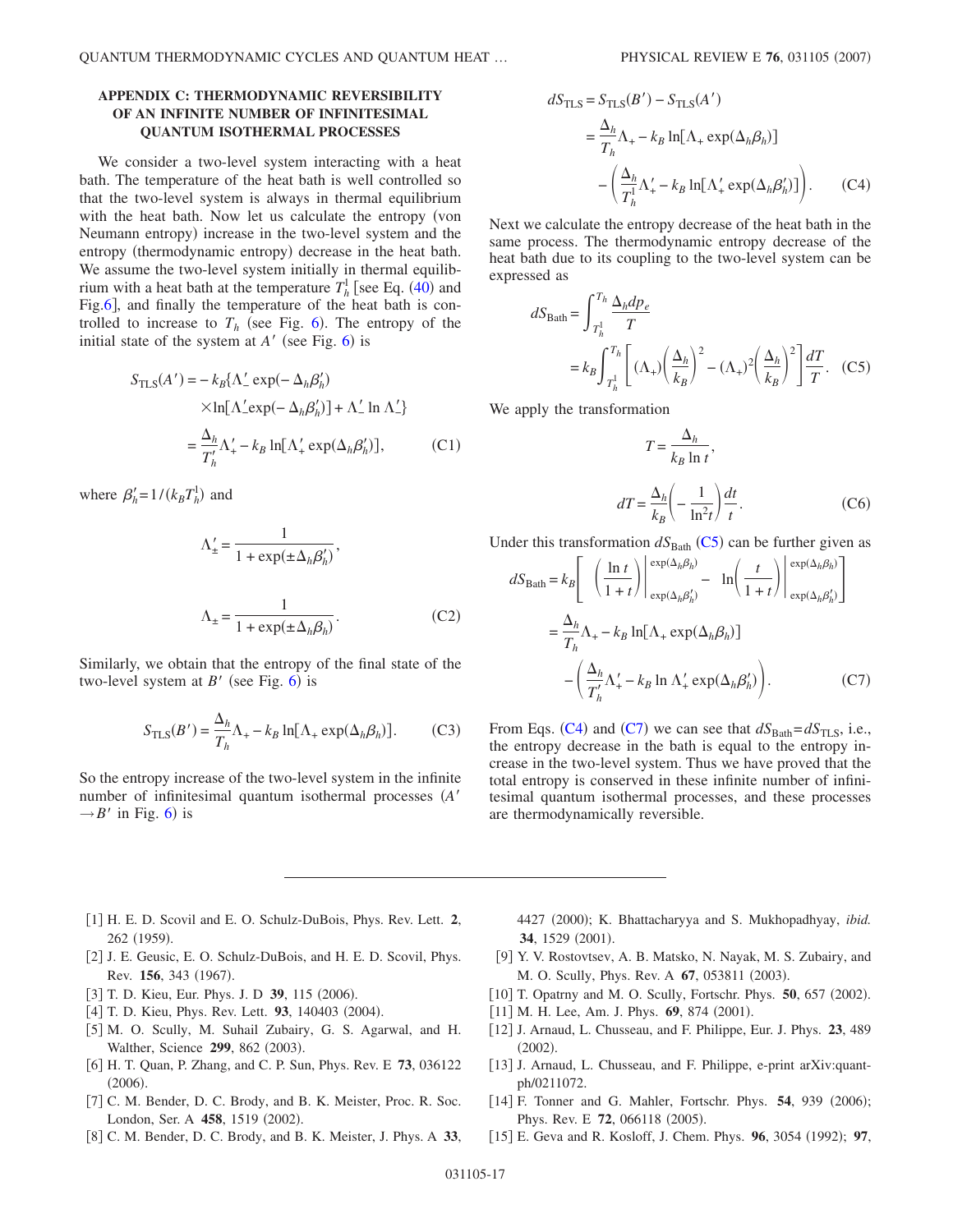## APPENDIX C: THERMODYNAMIC REVERSIBILITY OF AN INFINITE NUMBER OF INFINITESIMAL QUANTUM ISOTHERMAL PROCESSES

We consider a two-level system interacting with a heat bath. The temperature of the heat bath is well controlled so that the two-level system is always in thermal equilibrium with the heat bath. Now let us calculate the entropy (von Neumann entropy) increase in the two-level system and the entropy (thermodynamic entropy) decrease in the heat bath. We assume the two-level system initially in thermal equilibrium with a heat bath at the temperature $T_h^1$ [see Eq. (40) and Fig.6], and finally the temperature of the heat bath is controlled to increase to $T_h$ (see Fig. 6). The entropy of the initial state of the system at $A'$ (see Fig. 6) is

$$
\begin{aligned}
S_{\mathrm{TLS}}(A') &= -k_B\{\Lambda_-' \exp(-\Delta_h \beta_h') \\
&\quad \times \ln[\Lambda_-' \exp(-\Delta_h \beta_h')] + \Lambda_-' \ln \Lambda_-'\} \\
&= \frac{\Delta_h}{T_h'}\Lambda_+' - k_B \ln[\Lambda_+' \exp(\Delta_h \beta_h')], \qquad \text{(C1)}
\end{aligned}
$$

where $\beta_h' = 1/(k_B T_h^1)$ and

$$
\Lambda_\pm' = \frac{1}{1+\exp(\pm \Delta_h \beta_h')},
$$

$$
\Lambda_\pm = \frac{1}{1+\exp(\pm \Delta_h \beta_h)}. \qquad \text{(C2)}
$$

Similarly, we obtain that the entropy of the final state of the two-level system at $B'$ (see Fig. 6) is

$$
S_{\mathrm{TLS}}(B') = \frac{\Delta_h}{T_h}\Lambda_+ - k_B \ln[\Lambda_+ \exp(\Delta_h \beta_h)]. \qquad \text{(C3)}
$$

So the entropy increase of the two-level system in the infinite number of infinitesimal quantum isothermal processes ($A' \to B'$ in Fig. 6) is

$$
\begin{aligned}
dS_{\mathrm{TLS}} &= S_{\mathrm{TLS}}(B') - S_{\mathrm{TLS}}(A') \\
&= \frac{\Delta_h}{T_h}\Lambda_+ - k_B \ln[\Lambda_+ \exp(\Delta_h \beta_h)] \\
&\quad - \left(\frac{\Delta_h}{T_h^1}\Lambda_+' - k_B \ln[\Lambda_+' \exp(\Delta_h \beta_h')]\right). \qquad \text{(C4)}
\end{aligned}
$$

Next we calculate the entropy decrease of the heat bath in the same process. The thermodynamic entropy decrease of the heat bath due to its coupling to the two-level system can be expressed as

$$
\begin{aligned}
dS_{\mathrm{Bath}} &= \int_{T_h^1}^{T_h} \frac{\Delta_h dp_e}{T} \\
&= k_B \int_{T_h^1}^{T_h} \left[(\Lambda_+)\left(\frac{\Delta_h}{k_B}\right)^2 - (\Lambda_+)^2\left(\frac{\Delta_h}{k_B}\right)^2\right]\frac{dT}{T}. \qquad \text{(C5)}
\end{aligned}
$$

We apply the transformation

$$
T = \frac{\Delta_h}{k_B \ln t},
$$

$$
dT = \frac{\Delta_h}{k_B}\left(-\frac{1}{\ln^2 t}\right)\frac{dt}{t}. \qquad \text{(C6)}
$$

Under this transformation $dS_{\mathrm{Bath}}$ (C5) can be further given as

$$
\begin{aligned}
dS_{\mathrm{Bath}} &= k_B\left[\left(\frac{\ln t}{1+t}\right)\Bigg|_{\exp(\Delta_h\beta_h')}^{\exp(\Delta_h\beta_h)} - \ln\left(\frac{t}{1+t}\right)\Bigg|_{\exp(\Delta_h\beta_h')}^{\exp(\Delta_h\beta_h)}\right] \\
&= \frac{\Delta_h}{T_h}\Lambda_+ - k_B \ln[\Lambda_+ \exp(\Delta_h \beta_h)] \\
&\quad - \left(\frac{\Delta_h}{T_h'}\Lambda_+' - k_B \ln \Lambda_+' \exp(\Delta_h \beta_h')\right). \qquad \text{(C7)}
\end{aligned}
$$

From Eqs. (C4) and (C7) we can see that $dS_{\mathrm{Bath}} = dS_{\mathrm{TLS}}$, i.e., the entropy decrease in the bath is equal to the entropy increase in the two-level system. Thus we have proved that the total entropy is conserved in these infinite number of infinitesimal quantum isothermal processes, and these processes are thermodynamically reversible.

---

[1] H. E. D. Scovil and E. O. Schulz-DuBois, Phys. Rev. Lett. **2**, 262 (1959).

[2] J. E. Geusic, E. O. Schulz-DuBois, and H. E. D. Scovil, Phys. Rev. **156**, 343 (1967).

[3] T. D. Kieu, Eur. Phys. J. D **39**, 115 (2006).

[4] T. D. Kieu, Phys. Rev. Lett. **93**, 140403 (2004).

[5] M. O. Scully, M. Suhail Zubairy, G. S. Agarwal, and H. Walther, Science **299**, 862 (2003).

[6] H. T. Quan, P. Zhang, and C. P. Sun, Phys. Rev. E **73**, 036122 (2006).

[7] C. M. Bender, D. C. Brody, and B. K. Meister, Proc. R. Soc. London, Ser. A **458**, 1519 (2002).

[8] C. M. Bender, D. C. Brody, and B. K. Meister, J. Phys. A **33**, 4427 (2000); K. Bhattacharyya and S. Mukhopadhyay, *ibid.* **34**, 1529 (2001).

[9] Y. V. Rostovtsev, A. B. Matsko, N. Nayak, M. S. Zubairy, and M. O. Scully, Phys. Rev. A **67**, 053811 (2003).

[10] T. Opatrny and M. O. Scully, Fortschr. Phys. **50**, 657 (2002).

[11] M. H. Lee, Am. J. Phys. **69**, 874 (2001).

[12] J. Arnaud, L. Chusseau, and F. Philippe, Eur. J. Phys. **23**, 489 (2002).

[13] J. Arnaud, L. Chusseau, and F. Philippe, e-print arXiv:quant-ph/0211072.

[14] F. Tonner and G. Mahler, Fortschr. Phys. **54**, 939 (2006); Phys. Rev. E **72**, 066118 (2005).

[15] E. Geva and R. Kosloff, J. Chem. Phys. **96**, 3054 (1992); **97**,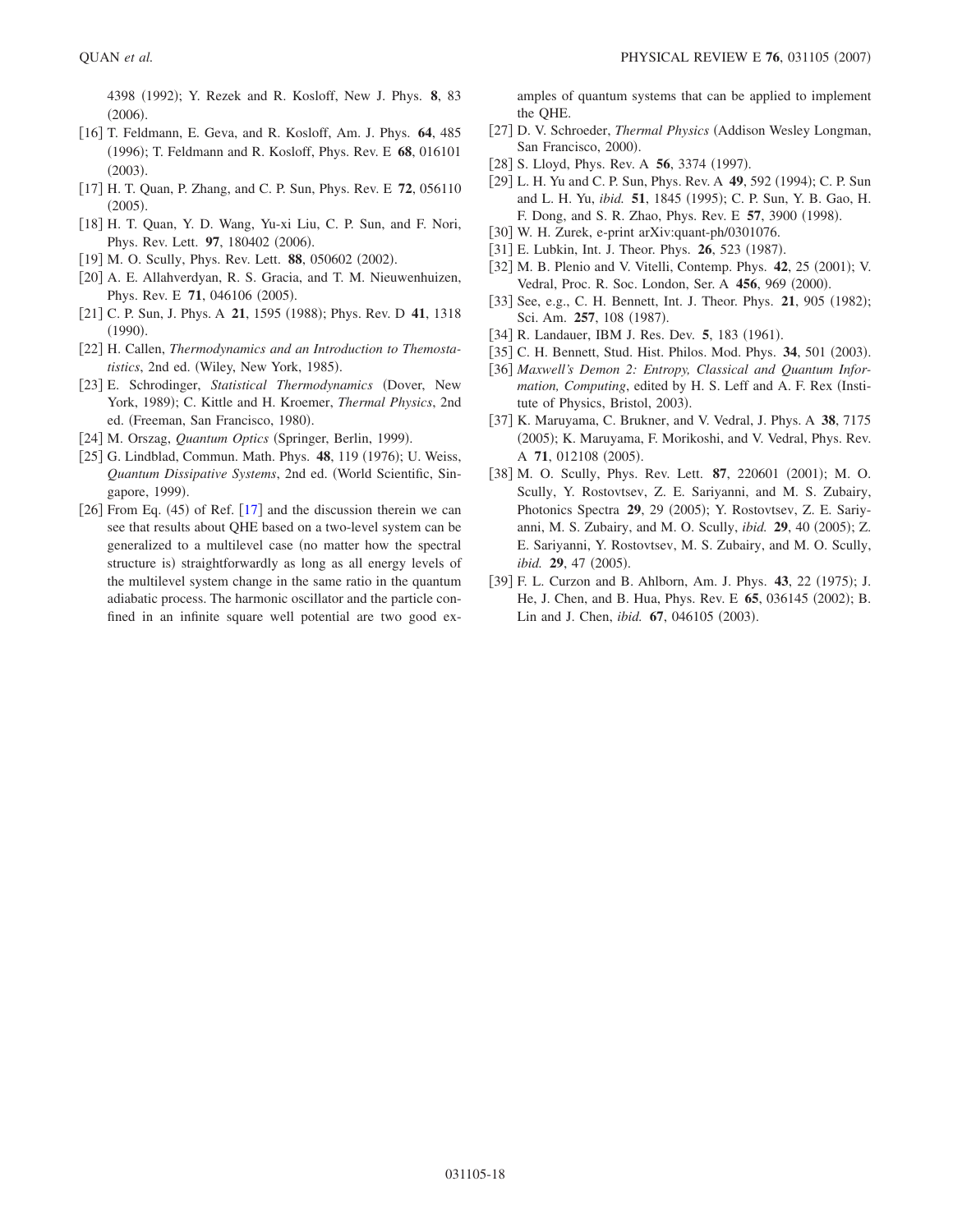4398 (1992); Y. Rezek and R. Kosloff, New J. Phys. **8**, 83 (2006).

[16] T. Feldmann, E. Geva, and R. Kosloff, Am. J. Phys. **64**, 485 (1996); T. Feldmann and R. Kosloff, Phys. Rev. E **68**, 016101 (2003).

[17] H. T. Quan, P. Zhang, and C. P. Sun, Phys. Rev. E **72**, 056110 (2005).

[18] H. T. Quan, Y. D. Wang, Yu-xi Liu, C. P. Sun, and F. Nori, Phys. Rev. Lett. **97**, 180402 (2006).

[19] M. O. Scully, Phys. Rev. Lett. **88**, 050602 (2002).

[20] A. E. Allahverdyan, R. S. Gracia, and T. M. Nieuwenhuizen, Phys. Rev. E **71**, 046106 (2005).

[21] C. P. Sun, J. Phys. A **21**, 1595 (1988); Phys. Rev. D **41**, 1318 (1990).

[22] H. Callen, *Thermodynamics and an Introduction to Themostatistics*, 2nd ed. (Wiley, New York, 1985).

[23] E. Schrodinger, *Statistical Thermodynamics* (Dover, New York, 1989); C. Kittle and H. Kroemer, *Thermal Physics*, 2nd ed. (Freeman, San Francisco, 1980).

[24] M. Orszag, *Quantum Optics* (Springer, Berlin, 1999).

[25] G. Lindblad, Commun. Math. Phys. **48**, 119 (1976); U. Weiss, *Quantum Dissipative Systems*, 2nd ed. (World Scientific, Singapore, 1999).

[26] From Eq. (45) of Ref. [17] and the discussion therein we can see that results about QHE based on a two-level system can be generalized to a multilevel case (no matter how the spectral structure is) straightforwardly as long as all energy levels of the multilevel system change in the same ratio in the quantum adiabatic process. The harmonic oscillator and the particle confined in an infinite square well potential are two good examples of quantum systems that can be applied to implement the QHE.

[27] D. V. Schroeder, *Thermal Physics* (Addison Wesley Longman, San Francisco, 2000).

[28] S. Lloyd, Phys. Rev. A **56**, 3374 (1997).

[29] L. H. Yu and C. P. Sun, Phys. Rev. A **49**, 592 (1994); C. P. Sun and L. H. Yu, *ibid.* **51**, 1845 (1995); C. P. Sun, Y. B. Gao, H. F. Dong, and S. R. Zhao, Phys. Rev. E **57**, 3900 (1998).

[30] W. H. Zurek, e-print arXiv:quant-ph/0301076.

[31] E. Lubkin, Int. J. Theor. Phys. **26**, 523 (1987).

[32] M. B. Plenio and V. Vitelli, Contemp. Phys. **42**, 25 (2001); V. Vedral, Proc. R. Soc. London, Ser. A **456**, 969 (2000).

[33] See, e.g., C. H. Bennett, Int. J. Theor. Phys. **21**, 905 (1982); Sci. Am. **257**, 108 (1987).

[34] R. Landauer, IBM J. Res. Dev. **5**, 183 (1961).

[35] C. H. Bennett, Stud. Hist. Philos. Mod. Phys. **34**, 501 (2003).

[36] *Maxwell's Demon 2: Entropy, Classical and Quantum Information, Computing*, edited by H. S. Leff and A. F. Rex (Institute of Physics, Bristol, 2003).

[37] K. Maruyama, C. Brukner, and V. Vedral, J. Phys. A **38**, 7175 (2005); K. Maruyama, F. Morikoshi, and V. Vedral, Phys. Rev. A **71**, 012108 (2005).

[38] M. O. Scully, Phys. Rev. Lett. **87**, 220601 (2001); M. O. Scully, Y. Rostovtsev, Z. E. Sariyanni, and M. S. Zubairy, Photonics Spectra **29**, 29 (2005); Y. Rostovtsev, Z. E. Sariyanni, M. S. Zubairy, and M. O. Scully, *ibid.* **29**, 40 (2005); Z. E. Sariyanni, Y. Rostovtsev, M. S. Zubairy, and M. O. Scully, *ibid.* **29**, 47 (2005).

[39] F. L. Curzon and B. Ahlborn, Am. J. Phys. **43**, 22 (1975); J. He, J. Chen, and B. Hua, Phys. Rev. E **65**, 036145 (2002); B. Lin and J. Chen, *ibid.* **67**, 046105 (2003).